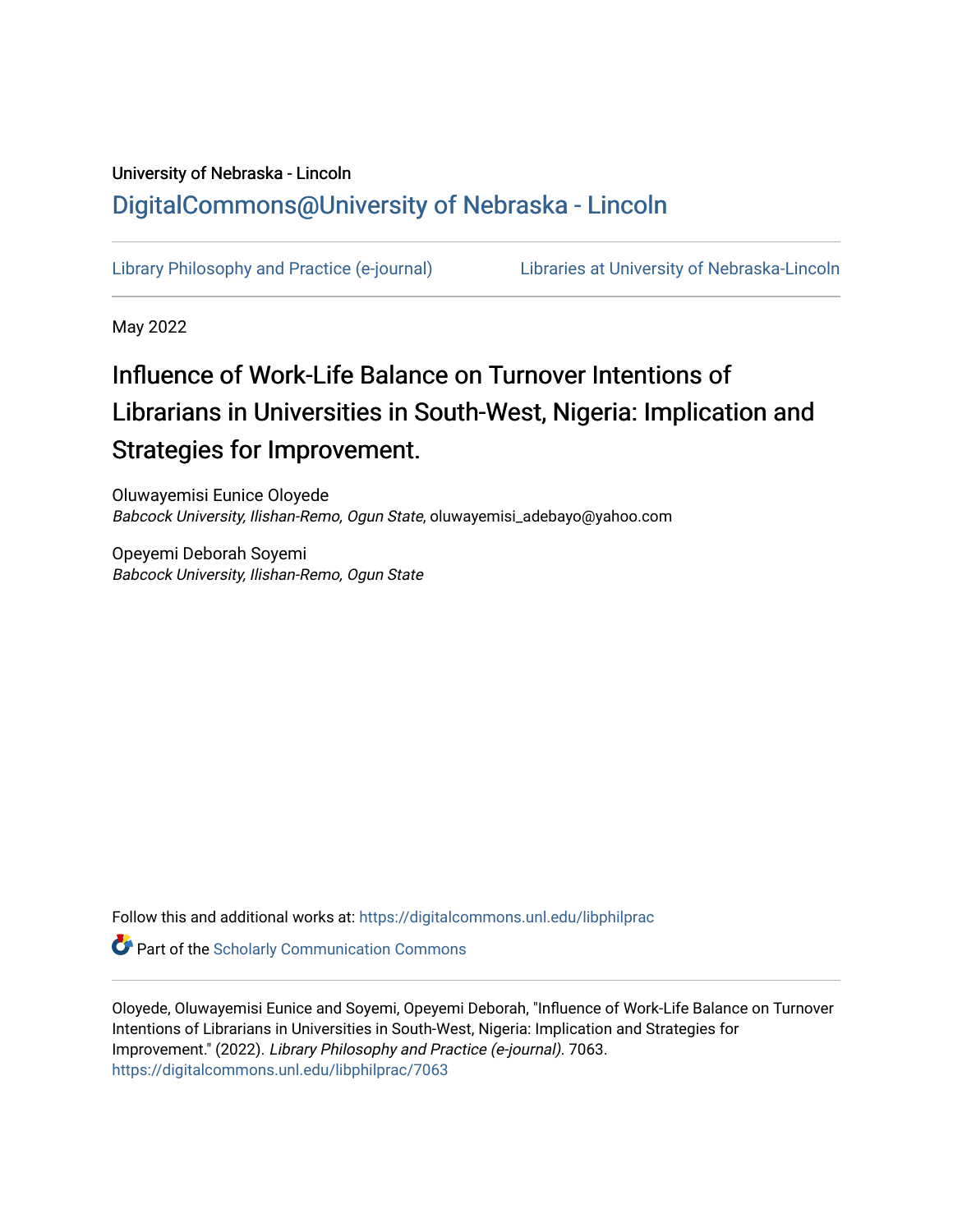University of Nebraska - Lincoln

DigitalCommons@University of Nebraska - Lincoln

Library Philosophy and Practice (e-journal) | Libraries at University of Nebraska-Lincoln

May 2022

# Influence of Work-Life Balance on Turnover Intentions of Librarians in Universities in South-West, Nigeria: Implication and Strategies for Improvement.

Oluwayemisi Eunice Oloyede
*Babcock University, Ilishan-Remo, Ogun State*, oluwayemisi_adebayo@yahoo.com

Opeyemi Deborah Soyemi
*Babcock University, Ilishan-Remo, Ogun State*

Follow this and additional works at: https://digitalcommons.unl.edu/libphilprac

Part of the Scholarly Communication Commons

Oloyede, Oluwayemisi Eunice and Soyemi, Opeyemi Deborah, "Influence of Work-Life Balance on Turnover Intentions of Librarians in Universities in South-West, Nigeria: Implication and Strategies for Improvement." (2022). *Library Philosophy and Practice (e-journal)*. 7063.
https://digitalcommons.unl.edu/libphilprac/7063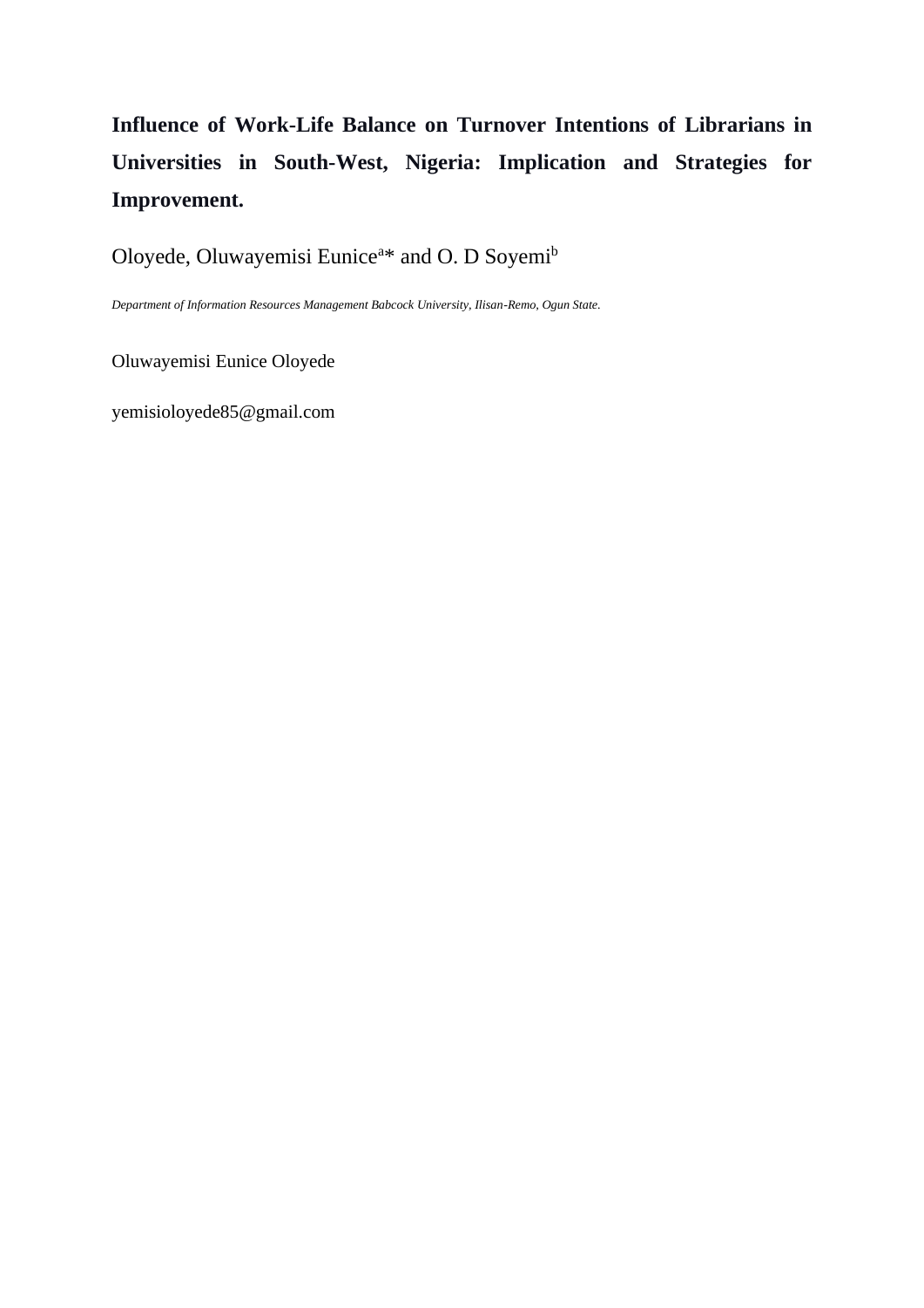**Influence of Work-Life Balance on Turnover Intentions of Librarians in Universities in South-West, Nigeria: Implication and Strategies for Improvement.**

Oloyede, Oluwayemisi Eunice[a]* and O. D Soyemi[b]

*Department of Information Resources Management Babcock University, Ilisan-Remo, Ogun State.*

Oluwayemisi Eunice Oloyede

yemisioloyede85@gmail.com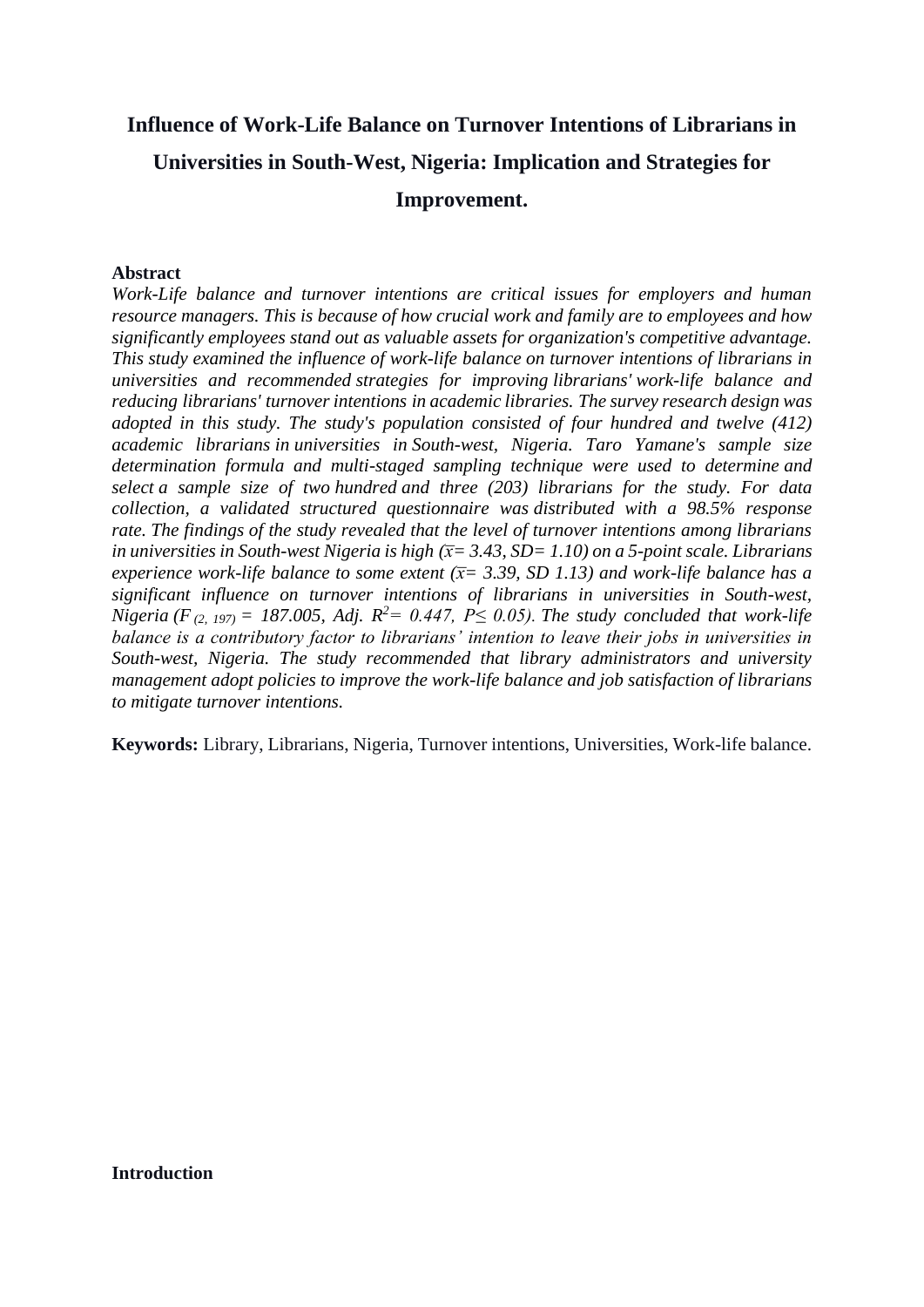# Influence of Work-Life Balance on Turnover Intentions of Librarians in Universities in South-West, Nigeria: Implication and Strategies for Improvement.

**Abstract**

*Work-Life balance and turnover intentions are critical issues for employers and human resource managers. This is because of how crucial work and family are to employees and how significantly employees stand out as valuable assets for organization's competitive advantage. This study examined the influence of work-life balance on turnover intentions of librarians in universities and recommended strategies for improving librarians' work-life balance and reducing librarians' turnover intentions in academic libraries. The survey research design was adopted in this study. The study's population consisted of four hundred and twelve (412) academic librarians in universities in South-west, Nigeria. Taro Yamane's sample size determination formula and multi-staged sampling technique were used to determine and select a sample size of two hundred and three (203) librarians for the study. For data collection, a validated structured questionnaire was distributed with a 98.5% response rate. The findings of the study revealed that the level of turnover intentions among librarians in universities in South-west Nigeria is high ($\bar{x}$= 3.43, SD= 1.10) on a 5-point scale. Librarians experience work-life balance to some extent ($\bar{x}$= 3.39, SD 1.13) and work-life balance has a significant influence on turnover intentions of librarians in universities in South-west, Nigeria ($F_{(2, 197)}$ = 187.005, Adj. $R^2$= 0.447, $P \leq 0.05$). The study concluded that work-life balance is a contributory factor to librarians' intention to leave their jobs in universities in South-west, Nigeria. The study recommended that library administrators and university management adopt policies to improve the work-life balance and job satisfaction of librarians to mitigate turnover intentions.*

**Keywords:** Library, Librarians, Nigeria, Turnover intentions, Universities, Work-life balance.

## Introduction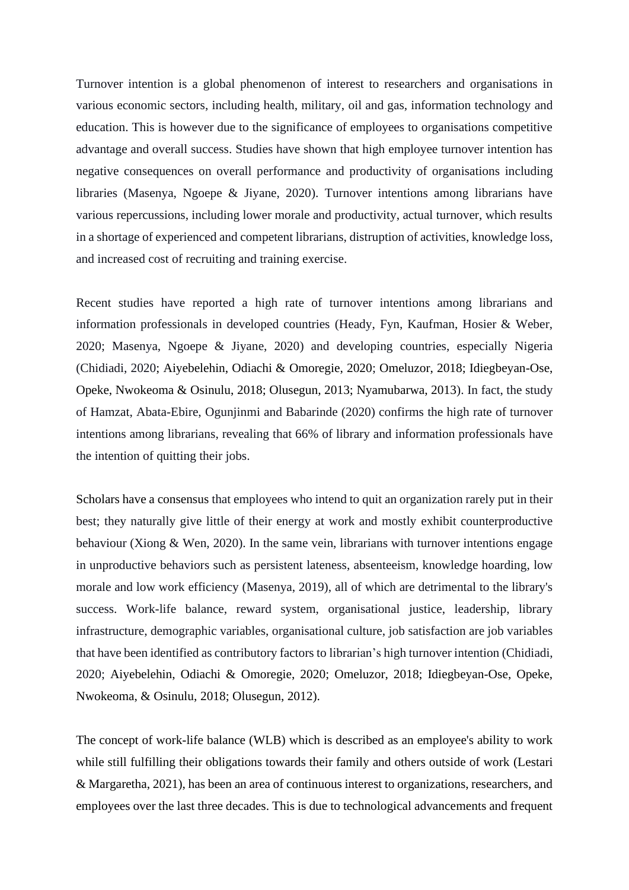Turnover intention is a global phenomenon of interest to researchers and organisations in various economic sectors, including health, military, oil and gas, information technology and education. This is however due to the significance of employees to organisations competitive advantage and overall success. Studies have shown that high employee turnover intention has negative consequences on overall performance and productivity of organisations including libraries (Masenya, Ngoepe & Jiyane, 2020). Turnover intentions among librarians have various repercussions, including lower morale and productivity, actual turnover, which results in a shortage of experienced and competent librarians, distruption of activities, knowledge loss, and increased cost of recruiting and training exercise.

Recent studies have reported a high rate of turnover intentions among librarians and information professionals in developed countries (Heady, Fyn, Kaufman, Hosier & Weber, 2020; Masenya, Ngoepe & Jiyane, 2020) and developing countries, especially Nigeria (Chidiadi, 2020; Aiyebelehin, Odiachi & Omoregie, 2020; Omeluzor, 2018; Idiegbeyan-Ose, Opeke, Nwokeoma & Osinulu, 2018; Olusegun, 2013; Nyamubarwa, 2013). In fact, the study of Hamzat, Abata-Ebire, Ogunjinmi and Babarinde (2020) confirms the high rate of turnover intentions among librarians, revealing that 66% of library and information professionals have the intention of quitting their jobs.

Scholars have a consensus that employees who intend to quit an organization rarely put in their best; they naturally give little of their energy at work and mostly exhibit counterproductive behaviour (Xiong & Wen, 2020). In the same vein, librarians with turnover intentions engage in unproductive behaviors such as persistent lateness, absenteeism, knowledge hoarding, low morale and low work efficiency (Masenya, 2019), all of which are detrimental to the library's success. Work-life balance, reward system, organisational justice, leadership, library infrastructure, demographic variables, organisational culture, job satisfaction are job variables that have been identified as contributory factors to librarian's high turnover intention (Chidiadi, 2020; Aiyebelehin, Odiachi & Omoregie, 2020; Omeluzor, 2018; Idiegbeyan-Ose, Opeke, Nwokeoma, & Osinulu, 2018; Olusegun, 2012).

The concept of work-life balance (WLB) which is described as an employee's ability to work while still fulfilling their obligations towards their family and others outside of work (Lestari & Margaretha, 2021), has been an area of continuous interest to organizations, researchers, and employees over the last three decades. This is due to technological advancements and frequent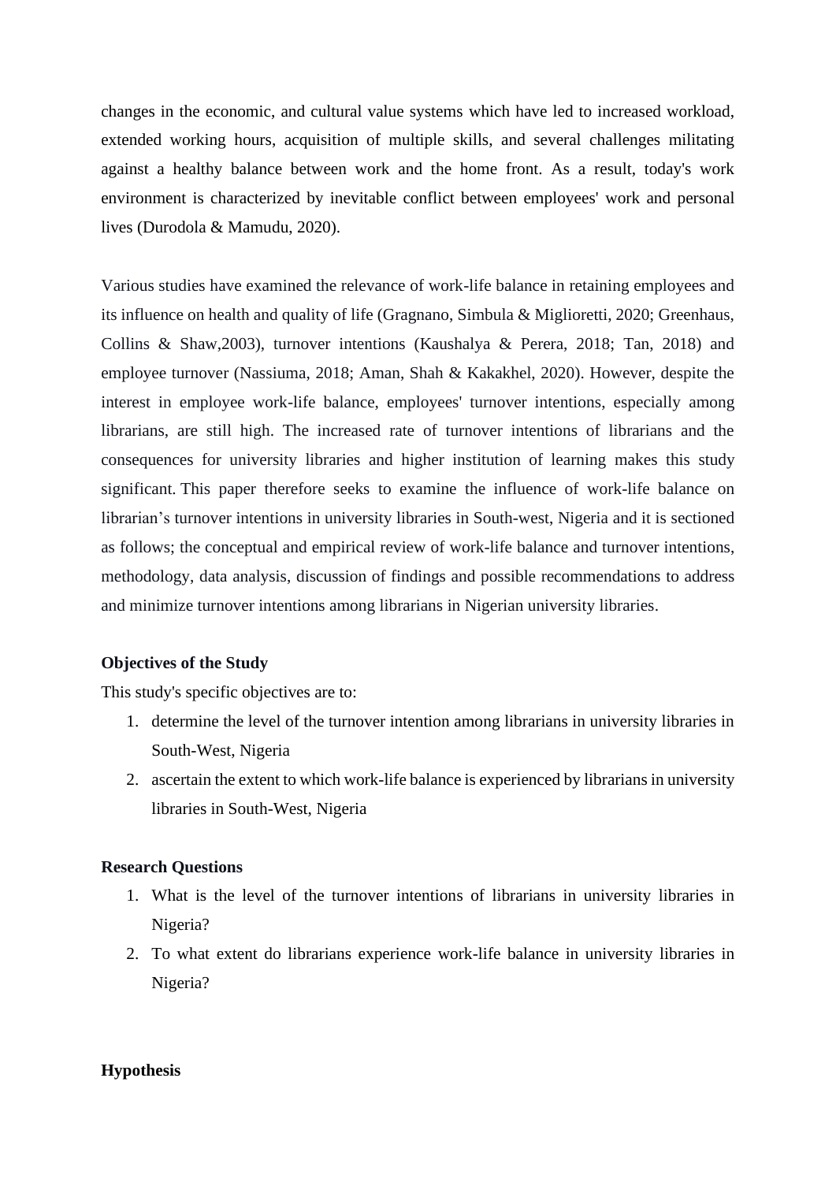changes in the economic, and cultural value systems which have led to increased workload, extended working hours, acquisition of multiple skills, and several challenges militating against a healthy balance between work and the home front. As a result, today's work environment is characterized by inevitable conflict between employees' work and personal lives (Durodola & Mamudu, 2020).

Various studies have examined the relevance of work-life balance in retaining employees and its influence on health and quality of life (Gragnano, Simbula & Miglioretti, 2020; Greenhaus, Collins & Shaw,2003), turnover intentions (Kaushalya & Perera, 2018; Tan, 2018) and employee turnover (Nassiuma, 2018; Aman, Shah & Kakakhel, 2020). However, despite the interest in employee work-life balance, employees' turnover intentions, especially among librarians, are still high. The increased rate of turnover intentions of librarians and the consequences for university libraries and higher institution of learning makes this study significant. This paper therefore seeks to examine the influence of work-life balance on librarian's turnover intentions in university libraries in South-west, Nigeria and it is sectioned as follows; the conceptual and empirical review of work-life balance and turnover intentions, methodology, data analysis, discussion of findings and possible recommendations to address and minimize turnover intentions among librarians in Nigerian university libraries.

**Objectives of the Study**

This study's specific objectives are to:

1. determine the level of the turnover intention among librarians in university libraries in South-West, Nigeria
2. ascertain the extent to which work-life balance is experienced by librarians in university libraries in South-West, Nigeria

**Research Questions**

1. What is the level of the turnover intentions of librarians in university libraries in Nigeria?
2. To what extent do librarians experience work-life balance in university libraries in Nigeria?

**Hypothesis**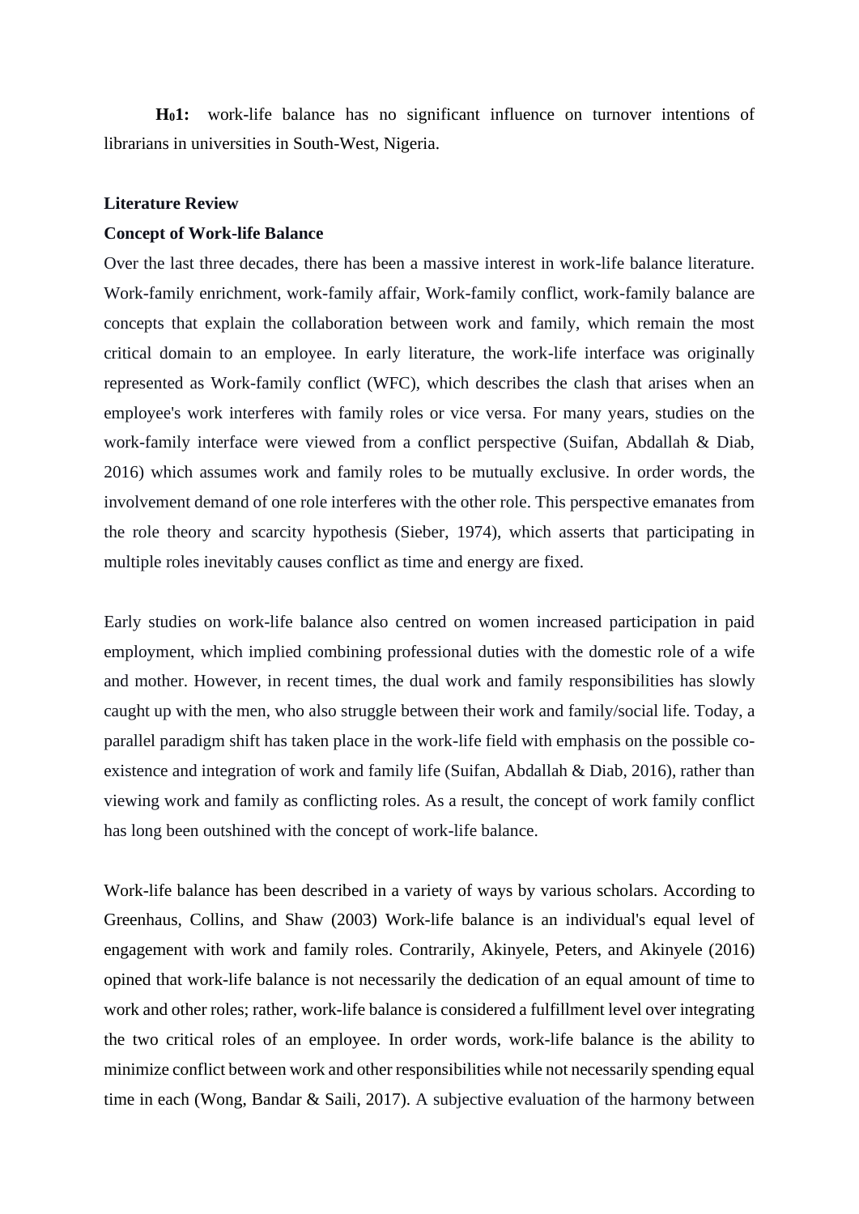**$H_01$:** work-life balance has no significant influence on turnover intentions of librarians in universities in South-West, Nigeria.

## Literature Review

### Concept of Work-life Balance

Over the last three decades, there has been a massive interest in work-life balance literature. Work-family enrichment, work-family affair, Work-family conflict, work-family balance are concepts that explain the collaboration between work and family, which remain the most critical domain to an employee. In early literature, the work-life interface was originally represented as Work-family conflict (WFC), which describes the clash that arises when an employee's work interferes with family roles or vice versa. For many years, studies on the work-family interface were viewed from a conflict perspective (Suifan, Abdallah & Diab, 2016) which assumes work and family roles to be mutually exclusive. In order words, the involvement demand of one role interferes with the other role. This perspective emanates from the role theory and scarcity hypothesis (Sieber, 1974), which asserts that participating in multiple roles inevitably causes conflict as time and energy are fixed.

Early studies on work-life balance also centred on women increased participation in paid employment, which implied combining professional duties with the domestic role of a wife and mother. However, in recent times, the dual work and family responsibilities has slowly caught up with the men, who also struggle between their work and family/social life. Today, a parallel paradigm shift has taken place in the work-life field with emphasis on the possible co-existence and integration of work and family life (Suifan, Abdallah & Diab, 2016), rather than viewing work and family as conflicting roles. As a result, the concept of work family conflict has long been outshined with the concept of work-life balance.

Work-life balance has been described in a variety of ways by various scholars. According to Greenhaus, Collins, and Shaw (2003) Work-life balance is an individual's equal level of engagement with work and family roles. Contrarily, Akinyele, Peters, and Akinyele (2016) opined that work-life balance is not necessarily the dedication of an equal amount of time to work and other roles; rather, work-life balance is considered a fulfillment level over integrating the two critical roles of an employee. In order words, work-life balance is the ability to minimize conflict between work and other responsibilities while not necessarily spending equal time in each (Wong, Bandar & Saili, 2017). A subjective evaluation of the harmony between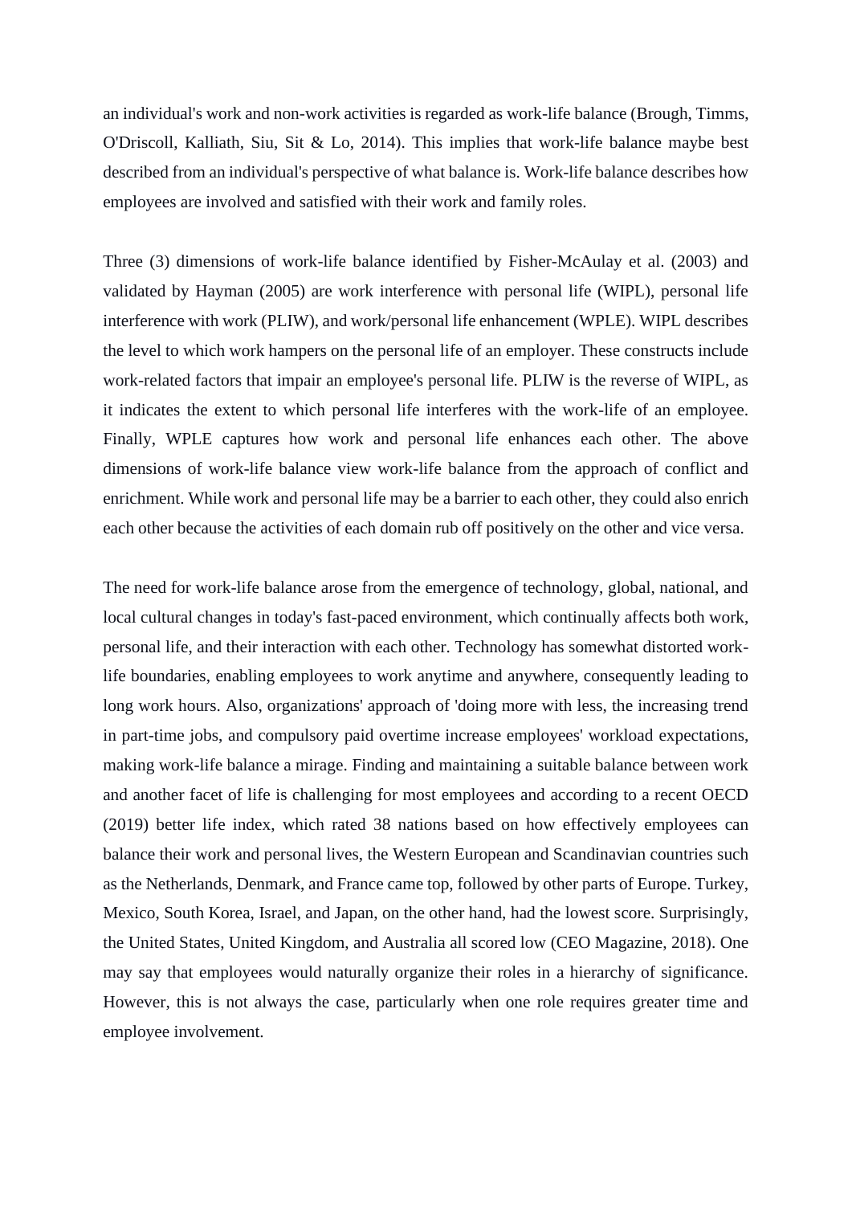an individual's work and non-work activities is regarded as work-life balance (Brough, Timms, O'Driscoll, Kalliath, Siu, Sit & Lo, 2014). This implies that work-life balance maybe best described from an individual's perspective of what balance is. Work-life balance describes how employees are involved and satisfied with their work and family roles.

Three (3) dimensions of work-life balance identified by Fisher-McAulay et al. (2003) and validated by Hayman (2005) are work interference with personal life (WIPL), personal life interference with work (PLIW), and work/personal life enhancement (WPLE). WIPL describes the level to which work hampers on the personal life of an employer. These constructs include work-related factors that impair an employee's personal life. PLIW is the reverse of WIPL, as it indicates the extent to which personal life interferes with the work-life of an employee. Finally, WPLE captures how work and personal life enhances each other. The above dimensions of work-life balance view work-life balance from the approach of conflict and enrichment. While work and personal life may be a barrier to each other, they could also enrich each other because the activities of each domain rub off positively on the other and vice versa.

The need for work-life balance arose from the emergence of technology, global, national, and local cultural changes in today's fast-paced environment, which continually affects both work, personal life, and their interaction with each other. Technology has somewhat distorted work-life boundaries, enabling employees to work anytime and anywhere, consequently leading to long work hours. Also, organizations' approach of 'doing more with less, the increasing trend in part-time jobs, and compulsory paid overtime increase employees' workload expectations, making work-life balance a mirage. Finding and maintaining a suitable balance between work and another facet of life is challenging for most employees and according to a recent OECD (2019) better life index, which rated 38 nations based on how effectively employees can balance their work and personal lives, the Western European and Scandinavian countries such as the Netherlands, Denmark, and France came top, followed by other parts of Europe. Turkey, Mexico, South Korea, Israel, and Japan, on the other hand, had the lowest score. Surprisingly, the United States, United Kingdom, and Australia all scored low (CEO Magazine, 2018). One may say that employees would naturally organize their roles in a hierarchy of significance. However, this is not always the case, particularly when one role requires greater time and employee involvement.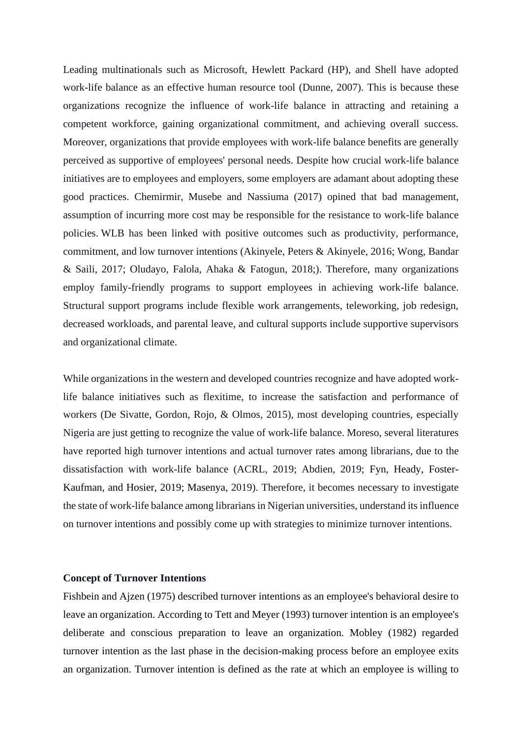Leading multinationals such as Microsoft, Hewlett Packard (HP), and Shell have adopted work-life balance as an effective human resource tool (Dunne, 2007). This is because these organizations recognize the influence of work-life balance in attracting and retaining a competent workforce, gaining organizational commitment, and achieving overall success. Moreover, organizations that provide employees with work-life balance benefits are generally perceived as supportive of employees' personal needs. Despite how crucial work-life balance initiatives are to employees and employers, some employers are adamant about adopting these good practices. Chemirmir, Musebe and Nassiuma (2017) opined that bad management, assumption of incurring more cost may be responsible for the resistance to work-life balance policies. WLB has been linked with positive outcomes such as productivity, performance, commitment, and low turnover intentions (Akinyele, Peters & Akinyele, 2016; Wong, Bandar & Saili, 2017; Oludayo, Falola, Ahaka & Fatogun, 2018;). Therefore, many organizations employ family-friendly programs to support employees in achieving work-life balance. Structural support programs include flexible work arrangements, teleworking, job redesign, decreased workloads, and parental leave, and cultural supports include supportive supervisors and organizational climate.

While organizations in the western and developed countries recognize and have adopted work-life balance initiatives such as flexitime, to increase the satisfaction and performance of workers (De Sivatte, Gordon, Rojo, & Olmos, 2015), most developing countries, especially Nigeria are just getting to recognize the value of work-life balance. Moreso, several literatures have reported high turnover intentions and actual turnover rates among librarians, due to the dissatisfaction with work-life balance (ACRL, 2019; Abdien, 2019; Fyn, Heady, Foster-Kaufman, and Hosier, 2019; Masenya, 2019). Therefore, it becomes necessary to investigate the state of work-life balance among librarians in Nigerian universities, understand its influence on turnover intentions and possibly come up with strategies to minimize turnover intentions.

**Concept of Turnover Intentions**

Fishbein and Ajzen (1975) described turnover intentions as an employee's behavioral desire to leave an organization. According to Tett and Meyer (1993) turnover intention is an employee's deliberate and conscious preparation to leave an organization. Mobley (1982) regarded turnover intention as the last phase in the decision-making process before an employee exits an organization. Turnover intention is defined as the rate at which an employee is willing to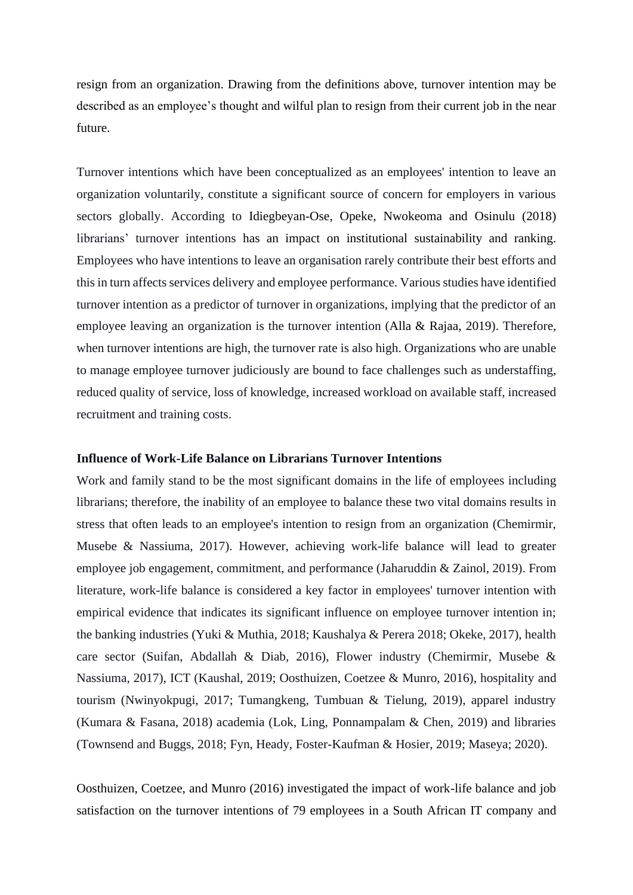resign from an organization. Drawing from the definitions above, turnover intention may be described as an employee's thought and wilful plan to resign from their current job in the near future.

Turnover intentions which have been conceptualized as an employees' intention to leave an organization voluntarily, constitute a significant source of concern for employers in various sectors globally. According to Idiegbeyan-Ose, Opeke, Nwokeoma and Osinulu (2018) librarians' turnover intentions has an impact on institutional sustainability and ranking. Employees who have intentions to leave an organisation rarely contribute their best efforts and this in turn affects services delivery and employee performance. Various studies have identified turnover intention as a predictor of turnover in organizations, implying that the predictor of an employee leaving an organization is the turnover intention (Alla & Rajaa, 2019). Therefore, when turnover intentions are high, the turnover rate is also high. Organizations who are unable to manage employee turnover judiciously are bound to face challenges such as understaffing, reduced quality of service, loss of knowledge, increased workload on available staff, increased recruitment and training costs.

**Influence of Work-Life Balance on Librarians Turnover Intentions**

Work and family stand to be the most significant domains in the life of employees including librarians; therefore, the inability of an employee to balance these two vital domains results in stress that often leads to an employee's intention to resign from an organization (Chemirmir, Musebe & Nassiuma, 2017). However, achieving work-life balance will lead to greater employee job engagement, commitment, and performance (Jaharuddin & Zainol, 2019). From literature, work-life balance is considered a key factor in employees' turnover intention with empirical evidence that indicates its significant influence on employee turnover intention in; the banking industries (Yuki & Muthia, 2018; Kaushalya & Perera 2018; Okeke, 2017), health care sector (Suifan, Abdallah & Diab, 2016), Flower industry (Chemirmir, Musebe & Nassiuma, 2017), ICT (Kaushal, 2019; Oosthuizen, Coetzee & Munro, 2016), hospitality and tourism (Nwinyokpugi, 2017; Tumangkeng, Tumbuan & Tielung, 2019), apparel industry (Kumara & Fasana, 2018) academia (Lok, Ling, Ponnampalam & Chen, 2019) and libraries (Townsend and Buggs, 2018; Fyn, Heady, Foster-Kaufman & Hosier, 2019; Maseya; 2020).

Oosthuizen, Coetzee, and Munro (2016) investigated the impact of work-life balance and job satisfaction on the turnover intentions of 79 employees in a South African IT company and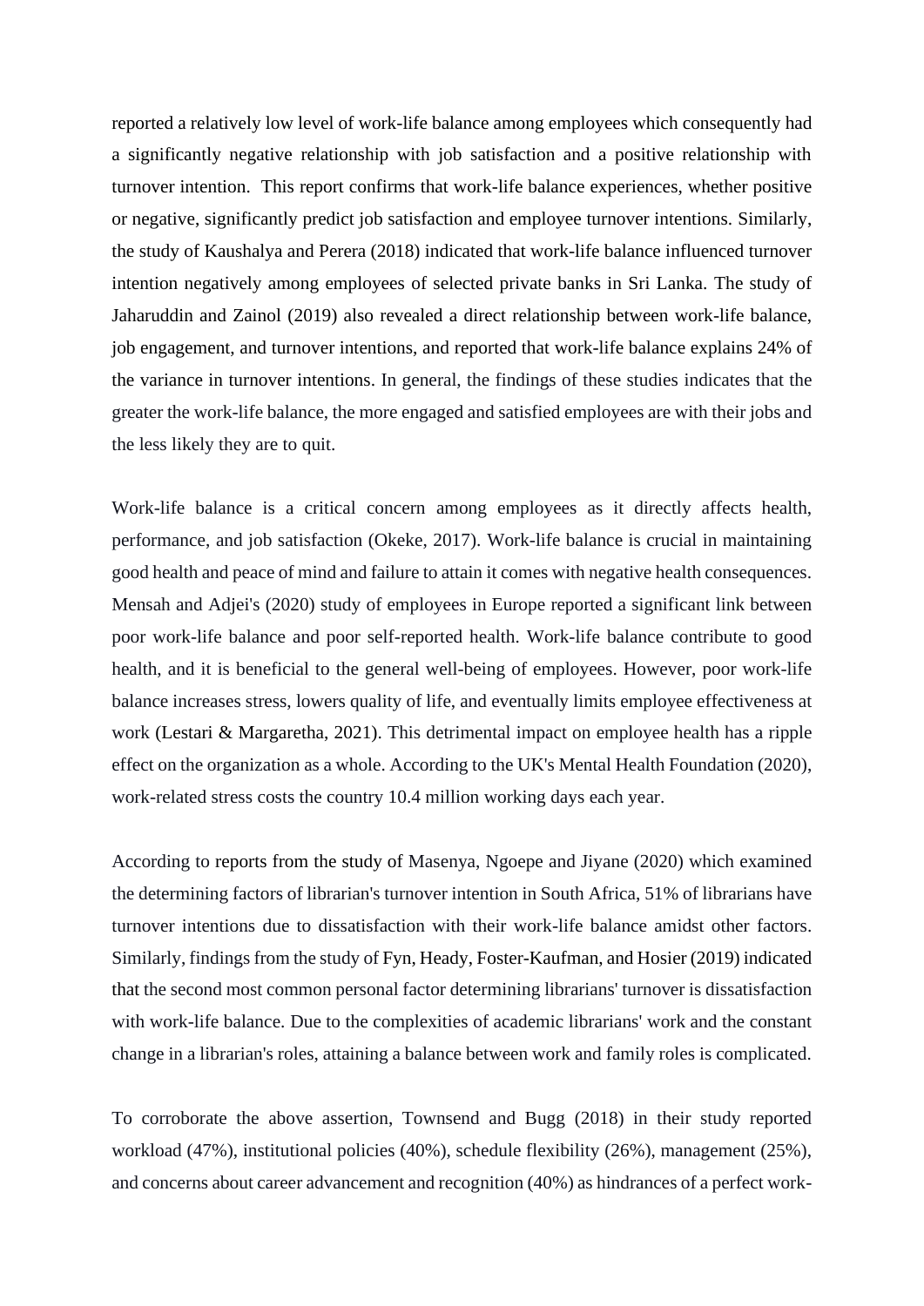reported a relatively low level of work-life balance among employees which consequently had a significantly negative relationship with job satisfaction and a positive relationship with turnover intention. This report confirms that work-life balance experiences, whether positive or negative, significantly predict job satisfaction and employee turnover intentions. Similarly, the study of Kaushalya and Perera (2018) indicated that work-life balance influenced turnover intention negatively among employees of selected private banks in Sri Lanka. The study of Jaharuddin and Zainol (2019) also revealed a direct relationship between work-life balance, job engagement, and turnover intentions, and reported that work-life balance explains 24% of the variance in turnover intentions. In general, the findings of these studies indicates that the greater the work-life balance, the more engaged and satisfied employees are with their jobs and the less likely they are to quit.

Work-life balance is a critical concern among employees as it directly affects health, performance, and job satisfaction (Okeke, 2017). Work-life balance is crucial in maintaining good health and peace of mind and failure to attain it comes with negative health consequences. Mensah and Adjei's (2020) study of employees in Europe reported a significant link between poor work-life balance and poor self-reported health. Work-life balance contribute to good health, and it is beneficial to the general well-being of employees. However, poor work-life balance increases stress, lowers quality of life, and eventually limits employee effectiveness at work (Lestari & Margaretha, 2021). This detrimental impact on employee health has a ripple effect on the organization as a whole. According to the UK's Mental Health Foundation (2020), work-related stress costs the country 10.4 million working days each year.

According to reports from the study of Masenya, Ngoepe and Jiyane (2020) which examined the determining factors of librarian's turnover intention in South Africa, 51% of librarians have turnover intentions due to dissatisfaction with their work-life balance amidst other factors. Similarly, findings from the study of Fyn, Heady, Foster-Kaufman, and Hosier (2019) indicated that the second most common personal factor determining librarians' turnover is dissatisfaction with work-life balance. Due to the complexities of academic librarians' work and the constant change in a librarian's roles, attaining a balance between work and family roles is complicated.

To corroborate the above assertion, Townsend and Bugg (2018) in their study reported workload (47%), institutional policies (40%), schedule flexibility (26%), management (25%), and concerns about career advancement and recognition (40%) as hindrances of a perfect work-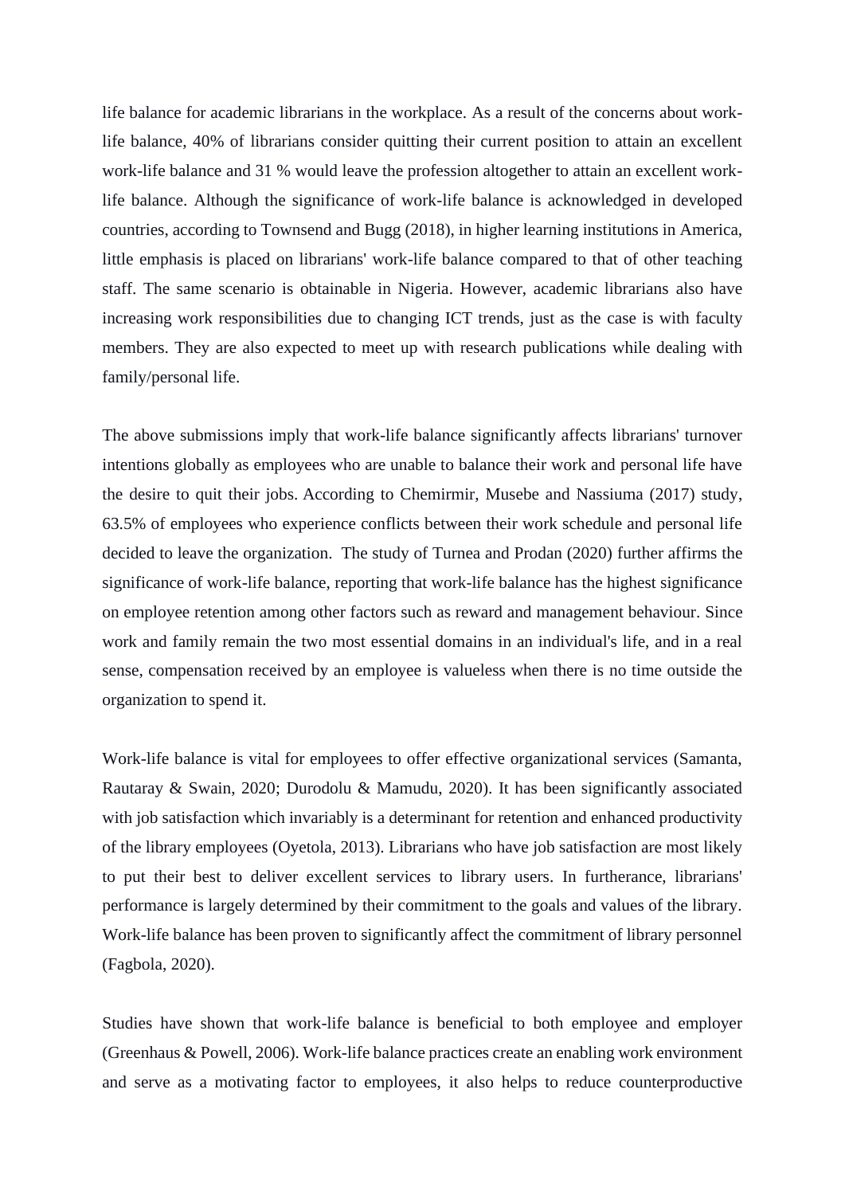life balance for academic librarians in the workplace. As a result of the concerns about work-life balance, 40% of librarians consider quitting their current position to attain an excellent work-life balance and 31 % would leave the profession altogether to attain an excellent work-life balance. Although the significance of work-life balance is acknowledged in developed countries, according to Townsend and Bugg (2018), in higher learning institutions in America, little emphasis is placed on librarians' work-life balance compared to that of other teaching staff. The same scenario is obtainable in Nigeria. However, academic librarians also have increasing work responsibilities due to changing ICT trends, just as the case is with faculty members. They are also expected to meet up with research publications while dealing with family/personal life.

The above submissions imply that work-life balance significantly affects librarians' turnover intentions globally as employees who are unable to balance their work and personal life have the desire to quit their jobs. According to Chemirmir, Musebe and Nassiuma (2017) study, 63.5% of employees who experience conflicts between their work schedule and personal life decided to leave the organization. The study of Turnea and Prodan (2020) further affirms the significance of work-life balance, reporting that work-life balance has the highest significance on employee retention among other factors such as reward and management behaviour. Since work and family remain the two most essential domains in an individual's life, and in a real sense, compensation received by an employee is valueless when there is no time outside the organization to spend it.

Work-life balance is vital for employees to offer effective organizational services (Samanta, Rautaray & Swain, 2020; Durodolu & Mamudu, 2020). It has been significantly associated with job satisfaction which invariably is a determinant for retention and enhanced productivity of the library employees (Oyetola, 2013). Librarians who have job satisfaction are most likely to put their best to deliver excellent services to library users. In furtherance, librarians' performance is largely determined by their commitment to the goals and values of the library. Work-life balance has been proven to significantly affect the commitment of library personnel (Fagbola, 2020).

Studies have shown that work-life balance is beneficial to both employee and employer (Greenhaus & Powell, 2006). Work-life balance practices create an enabling work environment and serve as a motivating factor to employees, it also helps to reduce counterproductive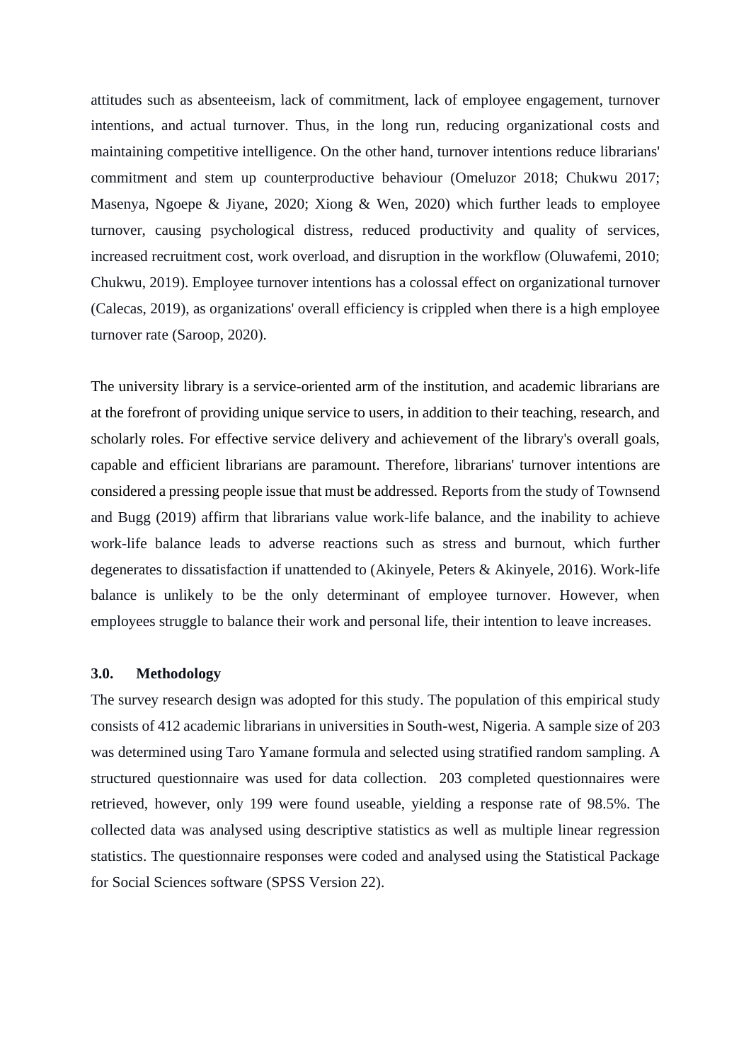attitudes such as absenteeism, lack of commitment, lack of employee engagement, turnover intentions, and actual turnover. Thus, in the long run, reducing organizational costs and maintaining competitive intelligence. On the other hand, turnover intentions reduce librarians' commitment and stem up counterproductive behaviour (Omeluzor 2018; Chukwu 2017; Masenya, Ngoepe & Jiyane, 2020; Xiong & Wen, 2020) which further leads to employee turnover, causing psychological distress, reduced productivity and quality of services, increased recruitment cost, work overload, and disruption in the workflow (Oluwafemi, 2010; Chukwu, 2019). Employee turnover intentions has a colossal effect on organizational turnover (Calecas, 2019), as organizations' overall efficiency is crippled when there is a high employee turnover rate (Saroop, 2020).

The university library is a service-oriented arm of the institution, and academic librarians are at the forefront of providing unique service to users, in addition to their teaching, research, and scholarly roles. For effective service delivery and achievement of the library's overall goals, capable and efficient librarians are paramount. Therefore, librarians' turnover intentions are considered a pressing people issue that must be addressed. Reports from the study of Townsend and Bugg (2019) affirm that librarians value work-life balance, and the inability to achieve work-life balance leads to adverse reactions such as stress and burnout, which further degenerates to dissatisfaction if unattended to (Akinyele, Peters & Akinyele, 2016). Work-life balance is unlikely to be the only determinant of employee turnover. However, when employees struggle to balance their work and personal life, their intention to leave increases.

## 3.0. Methodology

The survey research design was adopted for this study. The population of this empirical study consists of 412 academic librarians in universities in South-west, Nigeria. A sample size of 203 was determined using Taro Yamane formula and selected using stratified random sampling. A structured questionnaire was used for data collection. 203 completed questionnaires were retrieved, however, only 199 were found useable, yielding a response rate of 98.5%. The collected data was analysed using descriptive statistics as well as multiple linear regression statistics. The questionnaire responses were coded and analysed using the Statistical Package for Social Sciences software (SPSS Version 22).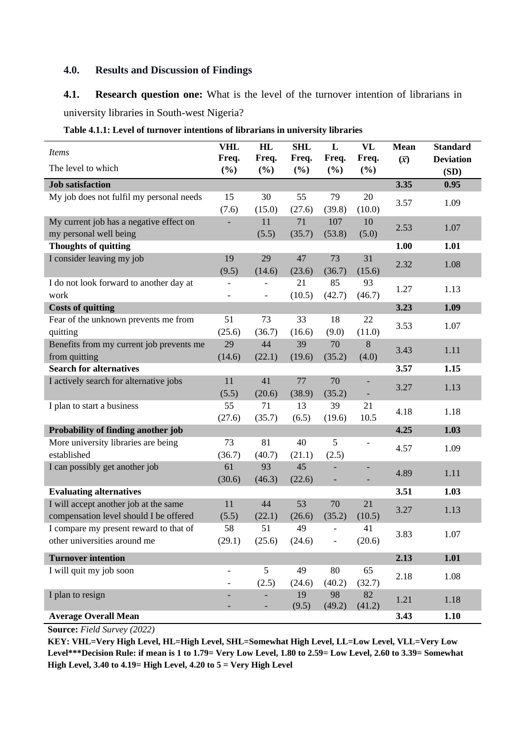## 4.0. Results and Discussion of Findings

**4.1. Research question one:** What is the level of the turnover intention of librarians in university libraries in South-west Nigeria?

**Table 4.1.1: Level of turnover intentions of librarians in university libraries**

| *Items* The level to which | VHL Freq. (%) | HL Freq. (%) | SHL Freq. (%) | L Freq. (%) | VL Freq. (%) | Mean ($\bar{x}$) | Standard Deviation (SD) |
|---|---|---|---|---|---|---|---|
| **Job satisfaction** | | | | | | **3.35** | **0.95** |
| My job does not fulfil my personal needs | 15 (7.6) | 30 (15.0) | 55 (27.6) | 79 (39.8) | 20 (10.0) | 3.57 | 1.09 |
| My current job has a negative effect on my personal well being | - | 11 (5.5) | 71 (35.7) | 107 (53.8) | 10 (5.0) | 2.53 | 1.07 |
| **Thoughts of quitting** | | | | | | **1.00** | **1.01** |
| I consider leaving my job | 19 (9.5) | 29 (14.6) | 47 (23.6) | 73 (36.7) | 31 (15.6) | 2.32 | 1.08 |
| I do not look forward to another day at work | - | - | 21 (10.5) | 85 (42.7) | 93 (46.7) | 1.27 | 1.13 |
| **Costs of quitting** | | | | | | **3.23** | **1.09** |
| Fear of the unknown prevents me from quitting | 51 (25.6) | 73 (36.7) | 33 (16.6) | 18 (9.0) | 22 (11.0) | 3.53 | 1.07 |
| Benefits from my current job prevents me from quitting | 29 (14.6) | 44 (22.1) | 39 (19.6) | 70 (35.2) | 8 (4.0) | 3.43 | 1.11 |
| **Search for alternatives** | | | | | | **3.57** | **1.15** |
| I actively search for alternative jobs | 11 (5.5) | 41 (20.6) | 77 (38.9) | 70 (35.2) | - | 3.27 | 1.13 |
| I plan to start a business | 55 (27.6) | 71 (35.7) | 13 (6.5) | 39 (19.6) | 21 10.5 | 4.18 | 1.18 |
| **Probability of finding another job** | | | | | | **4.25** | **1.03** |
| More university libraries are being established | 73 (36.7) | 81 (40.7) | 40 (21.1) | 5 (2.5) | - | 4.57 | 1.09 |
| I can possibly get another job | 61 (30.6) | 93 (46.3) | 45 (22.6) | - | - | 4.89 | 1.11 |
| **Evaluating alternatives** | | | | | | **3.51** | **1.03** |
| I will accept another job at the same compensation level should I be offered | 11 (5.5) | 44 (22.1) | 53 (26.6) | 70 (35.2) | 21 (10.5) | 3.27 | 1.13 |
| I compare my present reward to that of other universities around me | 58 (29.1) | 51 (25.6) | 49 (24.6) | - | 41 (20.6) | 3.83 | 1.07 |
| **Turnover intention** | | | | | | **2.13** | **1.01** |
| I will quit my job soon | - | 5 (2.5) | 49 (24.6) | 80 (40.2) | 65 (32.7) | 2.18 | 1.08 |
| I plan to resign | - | - | 19 (9.5) | 98 (49.2) | 82 (41.2) | 1.21 | 1.18 |
| **Average Overall Mean** | | | | | | **3.43** | **1.10** |

**Source:** *Field Survey (2022)*

**KEY: VHL=Very High Level, HL=High Level, SHL=Somewhat High Level, LL=Low Level, VLL=Very Low Level***Decision Rule: if mean is 1 to 1.79= Very Low Level, 1.80 to 2.59= Low Level, 2.60 to 3.39= Somewhat High Level, 3.40 to 4.19= High Level, 4.20 to 5 = Very High Level**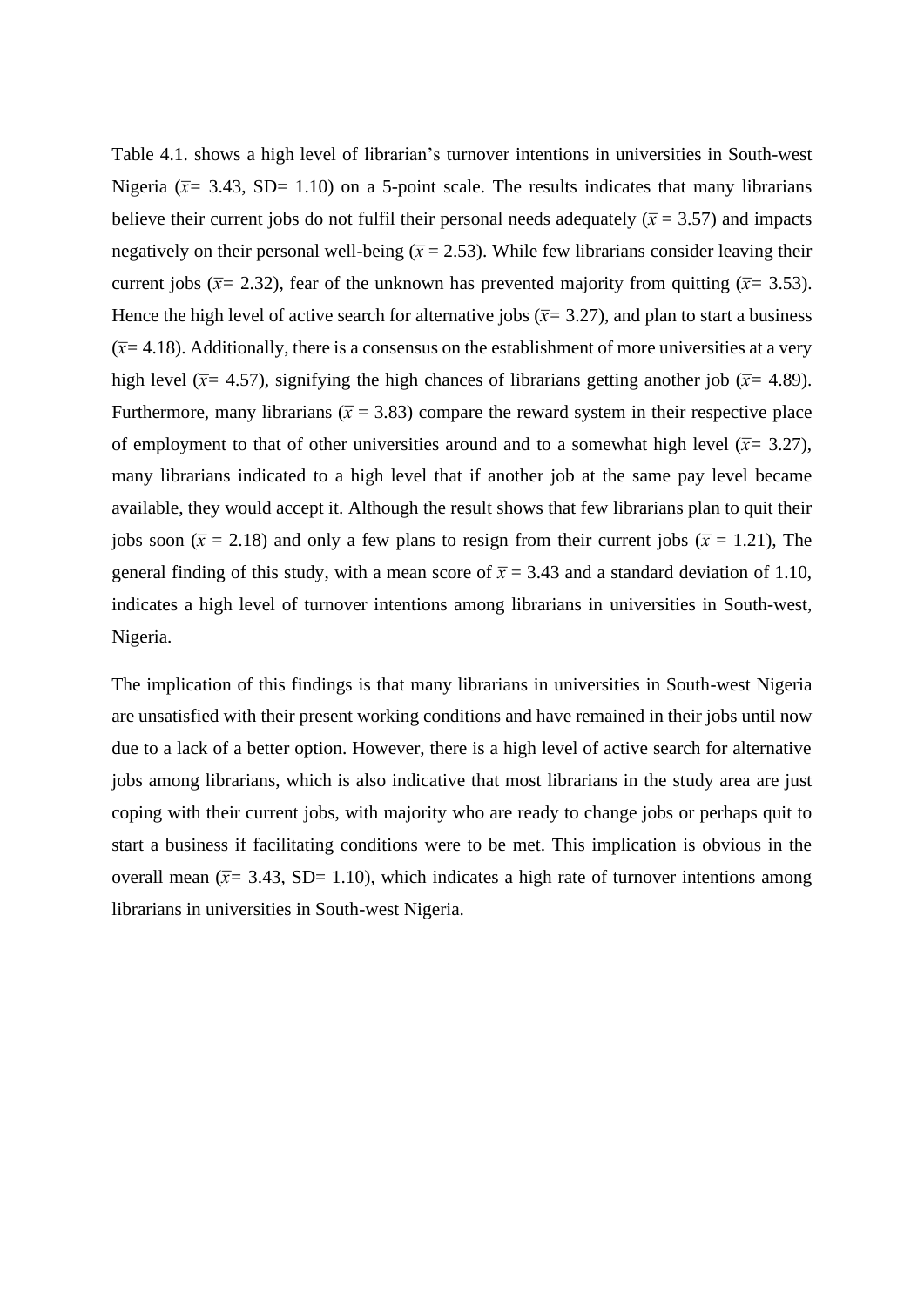Table 4.1. shows a high level of librarian’s turnover intentions in universities in South-west Nigeria ($\bar{x}$= 3.43, SD= 1.10) on a 5-point scale. The results indicates that many librarians believe their current jobs do not fulfil their personal needs adequately ($\bar{x}$ = 3.57) and impacts negatively on their personal well-being ($\bar{x}$ = 2.53). While few librarians consider leaving their current jobs ($\bar{x}$= 2.32), fear of the unknown has prevented majority from quitting ($\bar{x}$= 3.53). Hence the high level of active search for alternative jobs ($\bar{x}$= 3.27), and plan to start a business ($\bar{x}$= 4.18). Additionally, there is a consensus on the establishment of more universities at a very high level ($\bar{x}$= 4.57), signifying the high chances of librarians getting another job ($\bar{x}$= 4.89). Furthermore, many librarians ($\bar{x}$ = 3.83) compare the reward system in their respective place of employment to that of other universities around and to a somewhat high level ($\bar{x}$= 3.27), many librarians indicated to a high level that if another job at the same pay level became available, they would accept it. Although the result shows that few librarians plan to quit their jobs soon ($\bar{x}$ = 2.18) and only a few plans to resign from their current jobs ($\bar{x}$ = 1.21), The general finding of this study, with a mean score of $\bar{x}$ = 3.43 and a standard deviation of 1.10, indicates a high level of turnover intentions among librarians in universities in South-west, Nigeria.

The implication of this findings is that many librarians in universities in South-west Nigeria are unsatisfied with their present working conditions and have remained in their jobs until now due to a lack of a better option. However, there is a high level of active search for alternative jobs among librarians, which is also indicative that most librarians in the study area are just coping with their current jobs, with majority who are ready to change jobs or perhaps quit to start a business if facilitating conditions were to be met. This implication is obvious in the overall mean ($\bar{x}$= 3.43, SD= 1.10), which indicates a high rate of turnover intentions among librarians in universities in South-west Nigeria.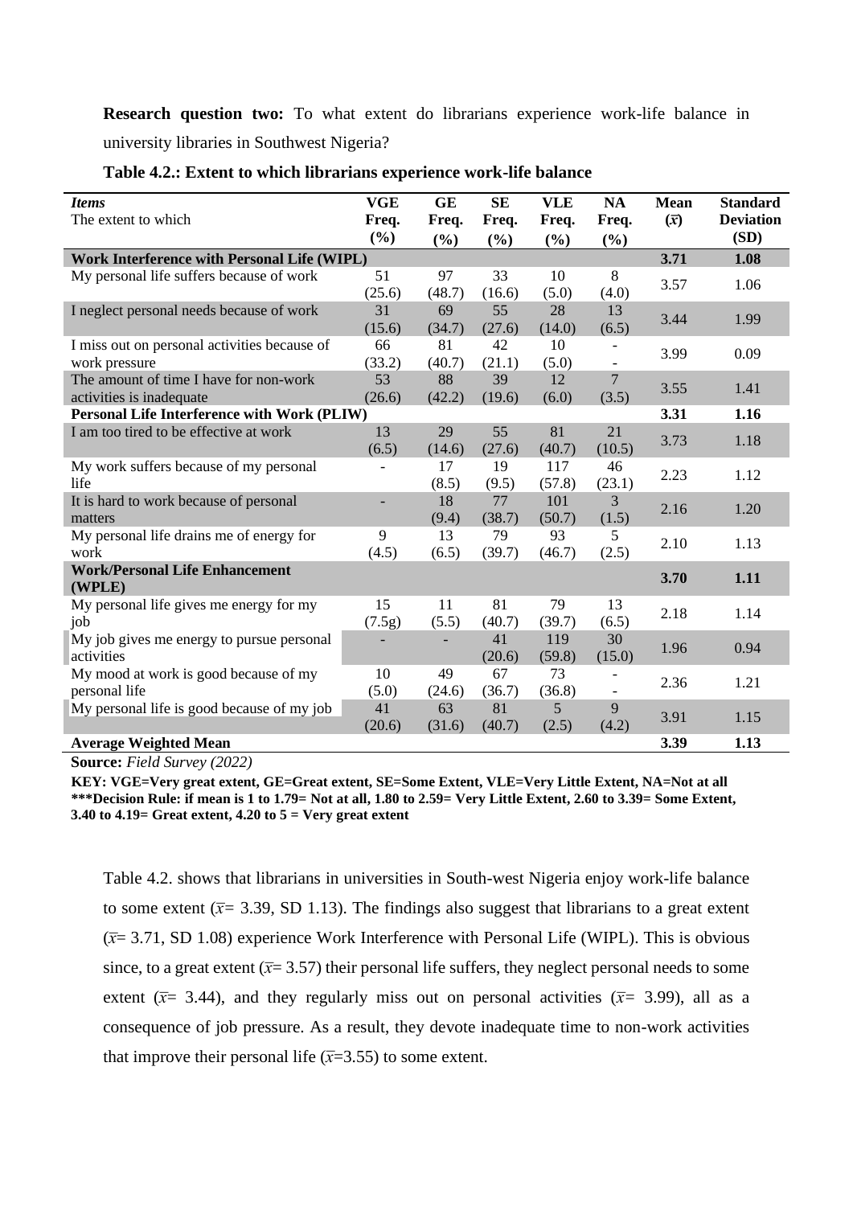**Research question two:** To what extent do librarians experience work-life balance in university libraries in Southwest Nigeria?

**Table 4.2.: Extent to which librarians experience work-life balance**

| ***Items*** The extent to which | **VGE Freq. (%)** | **GE Freq. (%)** | **SE Freq. (%)** | **VLE Freq. (%)** | **NA Freq. (%)** | **Mean ($\bar{x}$)** | **Standard Deviation (SD)** |
|---|---|---|---|---|---|---|---|
| **Work Interference with Personal Life (WIPL)** | | | | | | **3.71** | **1.08** |
| My personal life suffers because of work | 51 (25.6) | 97 (48.7) | 33 (16.6) | 10 (5.0) | 8 (4.0) | 3.57 | 1.06 |
| I neglect personal needs because of work | 31 (15.6) | 69 (34.7) | 55 (27.6) | 28 (14.0) | 13 (6.5) | 3.44 | 1.99 |
| I miss out on personal activities because of work pressure | 66 (33.2) | 81 (40.7) | 42 (21.1) | 10 (5.0) | - - | 3.99 | 0.09 |
| The amount of time I have for non-work activities is inadequate | 53 (26.6) | 88 (42.2) | 39 (19.6) | 12 (6.0) | 7 (3.5) | 3.55 | 1.41 |
| **Personal Life Interference with Work (PLIW)** | | | | | | **3.31** | **1.16** |
| I am too tired to be effective at work | 13 (6.5) | 29 (14.6) | 55 (27.6) | 81 (40.7) | 21 (10.5) | 3.73 | 1.18 |
| My work suffers because of my personal life | - | 17 (8.5) | 19 (9.5) | 117 (57.8) | 46 (23.1) | 2.23 | 1.12 |
| It is hard to work because of personal matters | - | 18 (9.4) | 77 (38.7) | 101 (50.7) | 3 (1.5) | 2.16 | 1.20 |
| My personal life drains me of energy for work | 9 (4.5) | 13 (6.5) | 79 (39.7) | 93 (46.7) | 5 (2.5) | 2.10 | 1.13 |
| **Work/Personal Life Enhancement (WPLE)** | | | | | | **3.70** | **1.11** |
| My personal life gives me energy for my job | 15 (7.5g) | 11 (5.5) | 81 (40.7) | 79 (39.7) | 13 (6.5) | 2.18 | 1.14 |
| My job gives me energy to pursue personal activities | - | - | 41 (20.6) | 119 (59.8) | 30 (15.0) | 1.96 | 0.94 |
| My mood at work is good because of my personal life | 10 (5.0) | 49 (24.6) | 67 (36.7) | 73 (36.8) | - - | 2.36 | 1.21 |
| My personal life is good because of my job | 41 (20.6) | 63 (31.6) | 81 (40.7) | 5 (2.5) | 9 (4.2) | 3.91 | 1.15 |
| **Average Weighted Mean** | | | | | | **3.39** | **1.13** |

**Source:** *Field Survey (2022)*

**KEY: VGE=Very great extent, GE=Great extent, SE=Some Extent, VLE=Very Little Extent, NA=Not at all**
**\*\*\*Decision Rule: if mean is 1 to 1.79= Not at all, 1.80 to 2.59= Very Little Extent, 2.60 to 3.39= Some Extent, 3.40 to 4.19= Great extent, 4.20 to 5 = Very great extent**

Table 4.2. shows that librarians in universities in South-west Nigeria enjoy work-life balance to some extent ($\bar{x}$= 3.39, SD 1.13). The findings also suggest that librarians to a great extent ($\bar{x}$= 3.71, SD 1.08) experience Work Interference with Personal Life (WIPL). This is obvious since, to a great extent ($\bar{x}$= 3.57) their personal life suffers, they neglect personal needs to some extent ($\bar{x}$= 3.44), and they regularly miss out on personal activities ($\bar{x}$= 3.99), all as a consequence of job pressure. As a result, they devote inadequate time to non-work activities that improve their personal life ($\bar{x}$=3.55) to some extent.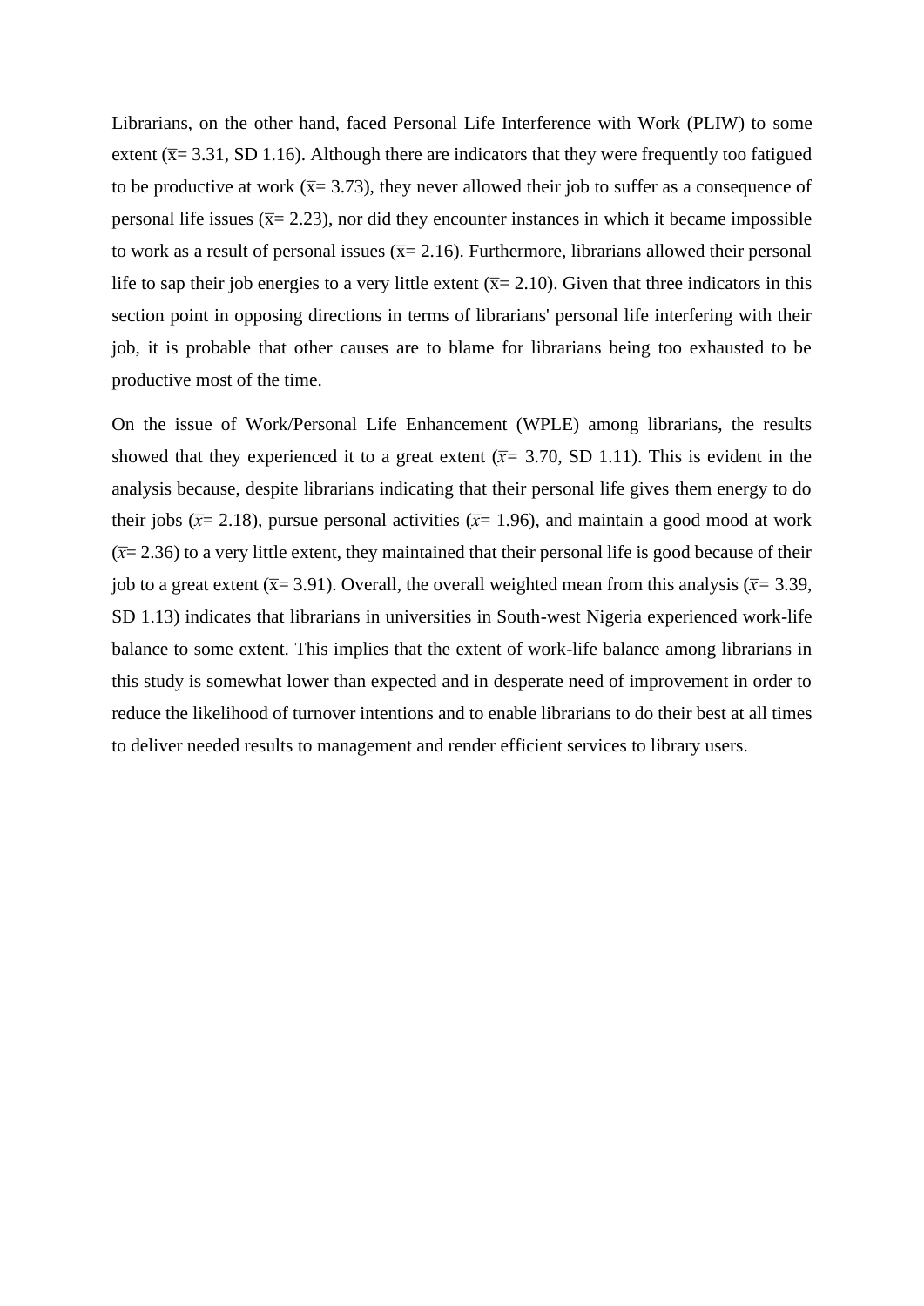Librarians, on the other hand, faced Personal Life Interference with Work (PLIW) to some extent ($\bar{x}$= 3.31, SD 1.16). Although there are indicators that they were frequently too fatigued to be productive at work ($\bar{x}$= 3.73), they never allowed their job to suffer as a consequence of personal life issues ($\bar{x}$= 2.23), nor did they encounter instances in which it became impossible to work as a result of personal issues ($\bar{x}$= 2.16). Furthermore, librarians allowed their personal life to sap their job energies to a very little extent ($\bar{x}$= 2.10). Given that three indicators in this section point in opposing directions in terms of librarians' personal life interfering with their job, it is probable that other causes are to blame for librarians being too exhausted to be productive most of the time.

On the issue of Work/Personal Life Enhancement (WPLE) among librarians, the results showed that they experienced it to a great extent ($\bar{x}$= 3.70, SD 1.11). This is evident in the analysis because, despite librarians indicating that their personal life gives them energy to do their jobs ($\bar{x}$= 2.18), pursue personal activities ($\bar{x}$= 1.96), and maintain a good mood at work ($\bar{x}$= 2.36) to a very little extent, they maintained that their personal life is good because of their job to a great extent ($\bar{x}$= 3.91). Overall, the overall weighted mean from this analysis ($\bar{x}$= 3.39, SD 1.13) indicates that librarians in universities in South-west Nigeria experienced work-life balance to some extent. This implies that the extent of work-life balance among librarians in this study is somewhat lower than expected and in desperate need of improvement in order to reduce the likelihood of turnover intentions and to enable librarians to do their best at all times to deliver needed results to management and render efficient services to library users.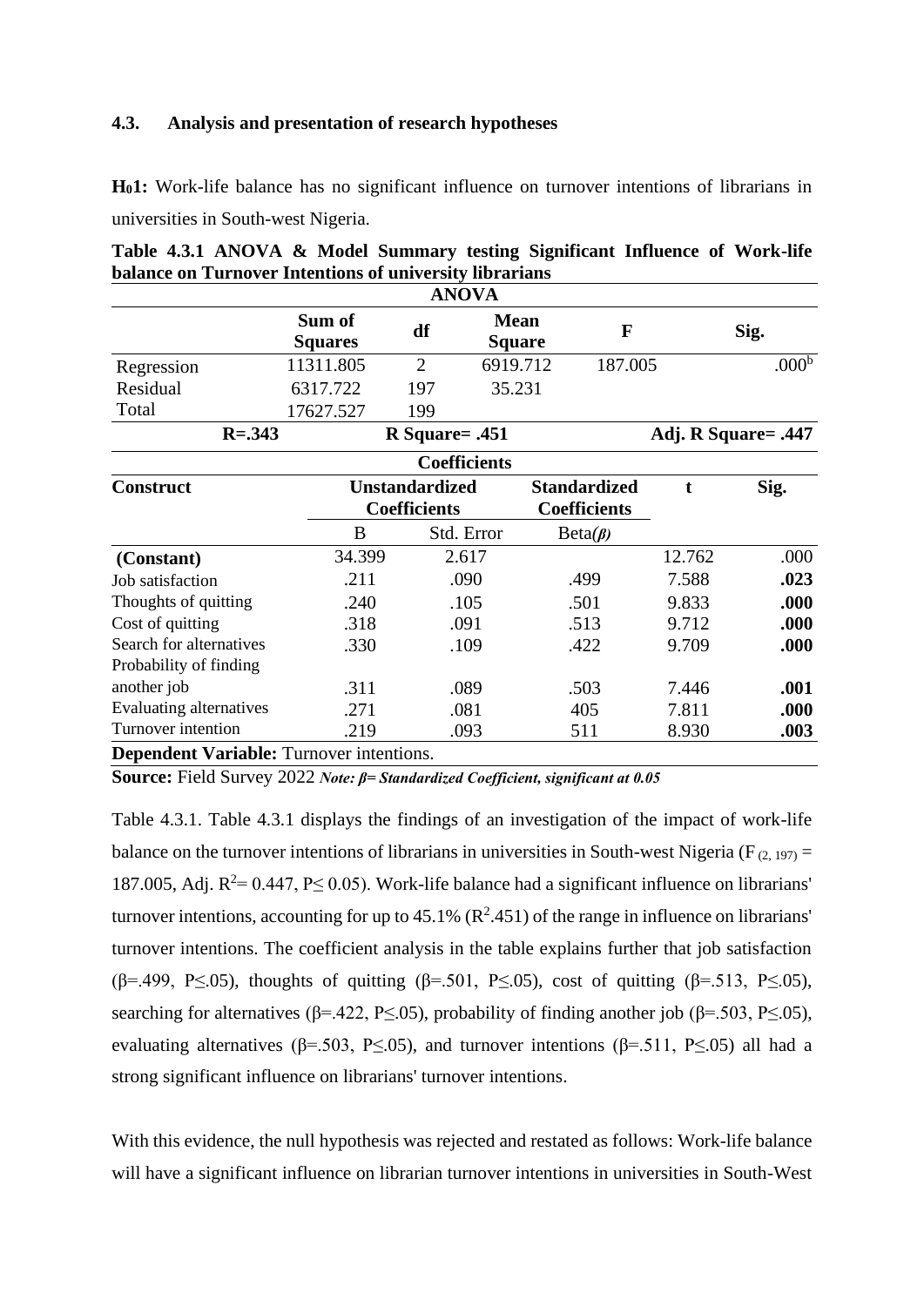### 4.3. Analysis and presentation of research hypotheses

**$H_01$:** Work-life balance has no significant influence on turnover intentions of librarians in universities in South-west Nigeria.

**Table 4.3.1 ANOVA & Model Summary testing Significant Influence of Work-life balance on Turnover Intentions of university librarians**

| ANOVA | | | | | |
|---|---|---|---|---|---|
| | Sum of Squares | df | Mean Square | F | Sig. |
| Regression | 11311.805 | 2 | 6919.712 | 187.005 | .000[b] |
| Residual | 6317.722 | 197 | 35.231 | | |
| Total | 17627.527 | 199 | | | |
| R=.343 | | R Square= .451 | | Adj. R Square= .447 | |

| Coefficients | | | | | |
|---|---|---|---|---|---|
| Construct | Unstandardized Coefficients | | Standardized Coefficients | t | Sig. |
| | B | Std. Error | Beta(*β*) | | |
| **(Constant)** | 34.399 | 2.617 | | 12.762 | .000 |
| Job satisfaction | .211 | .090 | .499 | 7.588 | **.023** |
| Thoughts of quitting | .240 | .105 | .501 | 9.833 | **.000** |
| Cost of quitting | .318 | .091 | .513 | 9.712 | **.000** |
| Search for alternatives | .330 | .109 | .422 | 9.709 | **.000** |
| Probability of finding another job | .311 | .089 | .503 | 7.446 | **.001** |
| Evaluating alternatives | .271 | .081 | 405 | 7.811 | **.000** |
| Turnover intention | .219 | .093 | 511 | 8.930 | **.003** |

**Dependent Variable:** Turnover intentions.

**Source:** Field Survey 2022 ***Note: β= Standardized Coefficient, significant at 0.05***

Table 4.3.1. Table 4.3.1 displays the findings of an investigation of the impact of work-life balance on the turnover intentions of librarians in universities in South-west Nigeria ($F_{(2, 197)} = 187.005$, Adj. $R^2 = 0.447$, $P \leq 0.05$). Work-life balance had a significant influence on librarians' turnover intentions, accounting for up to 45.1% ($R^2$.451) of the range in influence on librarians' turnover intentions. The coefficient analysis in the table explains further that job satisfaction ($\beta$=.499, $P \leq .05$), thoughts of quitting ($\beta$=.501, $P \leq .05$), cost of quitting ($\beta$=.513, $P \leq .05$), searching for alternatives ($\beta$=.422, $P \leq .05$), probability of finding another job ($\beta$=.503, $P \leq .05$), evaluating alternatives ($\beta$=.503, $P \leq .05$), and turnover intentions ($\beta$=.511, $P \leq .05$) all had a strong significant influence on librarians' turnover intentions.

With this evidence, the null hypothesis was rejected and restated as follows: Work-life balance will have a significant influence on librarian turnover intentions in universities in South-West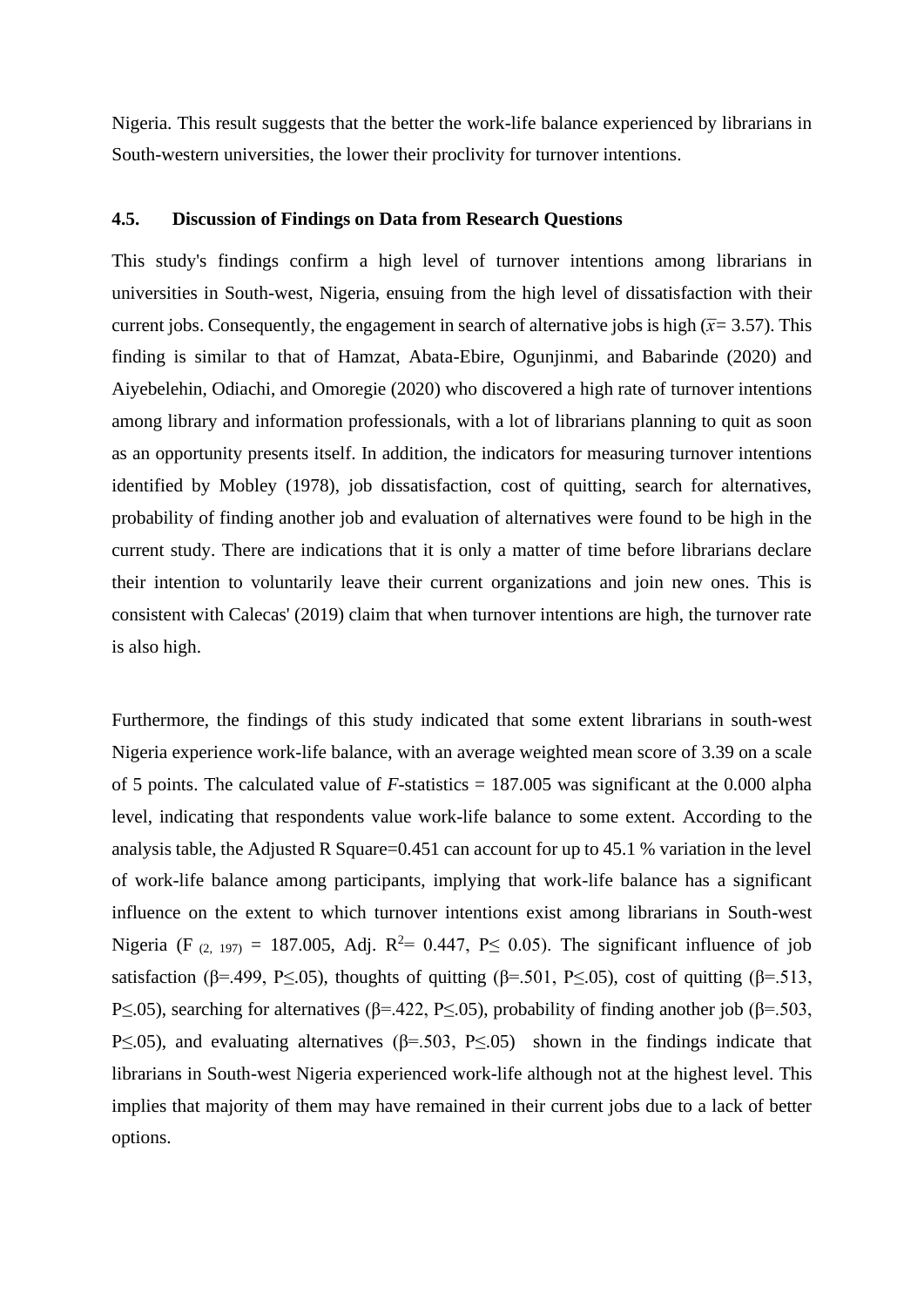Nigeria. This result suggests that the better the work-life balance experienced by librarians in South-western universities, the lower their proclivity for turnover intentions.

### 4.5. Discussion of Findings on Data from Research Questions

This study's findings confirm a high level of turnover intentions among librarians in universities in South-west, Nigeria, ensuing from the high level of dissatisfaction with their current jobs. Consequently, the engagement in search of alternative jobs is high ($\bar{x}$= 3.57). This finding is similar to that of Hamzat, Abata-Ebire, Ogunjinmi, and Babarinde (2020) and Aiyebelehin, Odiachi, and Omoregie (2020) who discovered a high rate of turnover intentions among library and information professionals, with a lot of librarians planning to quit as soon as an opportunity presents itself. In addition, the indicators for measuring turnover intentions identified by Mobley (1978), job dissatisfaction, cost of quitting, search for alternatives, probability of finding another job and evaluation of alternatives were found to be high in the current study. There are indications that it is only a matter of time before librarians declare their intention to voluntarily leave their current organizations and join new ones. This is consistent with Calecas' (2019) claim that when turnover intentions are high, the turnover rate is also high.

Furthermore, the findings of this study indicated that some extent librarians in south-west Nigeria experience work-life balance, with an average weighted mean score of 3.39 on a scale of 5 points. The calculated value of *F*-statistics = 187.005 was significant at the 0.000 alpha level, indicating that respondents value work-life balance to some extent. According to the analysis table, the Adjusted R Square=0.451 can account for up to 45.1 % variation in the level of work-life balance among participants, implying that work-life balance has a significant influence on the extent to which turnover intentions exist among librarians in South-west Nigeria ($F_{(2, 197)}$ = 187.005, Adj. $R^2$= 0.447, $P \leq 0.05$). The significant influence of job satisfaction ($\beta$=.499, $P \leq .05$), thoughts of quitting ($\beta$=.501, $P \leq .05$), cost of quitting ($\beta$=.513, $P \leq .05$), searching for alternatives ($\beta$=.422, $P \leq .05$), probability of finding another job ($\beta$=.503, $P \leq .05$), and evaluating alternatives ($\beta$=.503, $P \leq .05$) shown in the findings indicate that librarians in South-west Nigeria experienced work-life although not at the highest level. This implies that majority of them may have remained in their current jobs due to a lack of better options.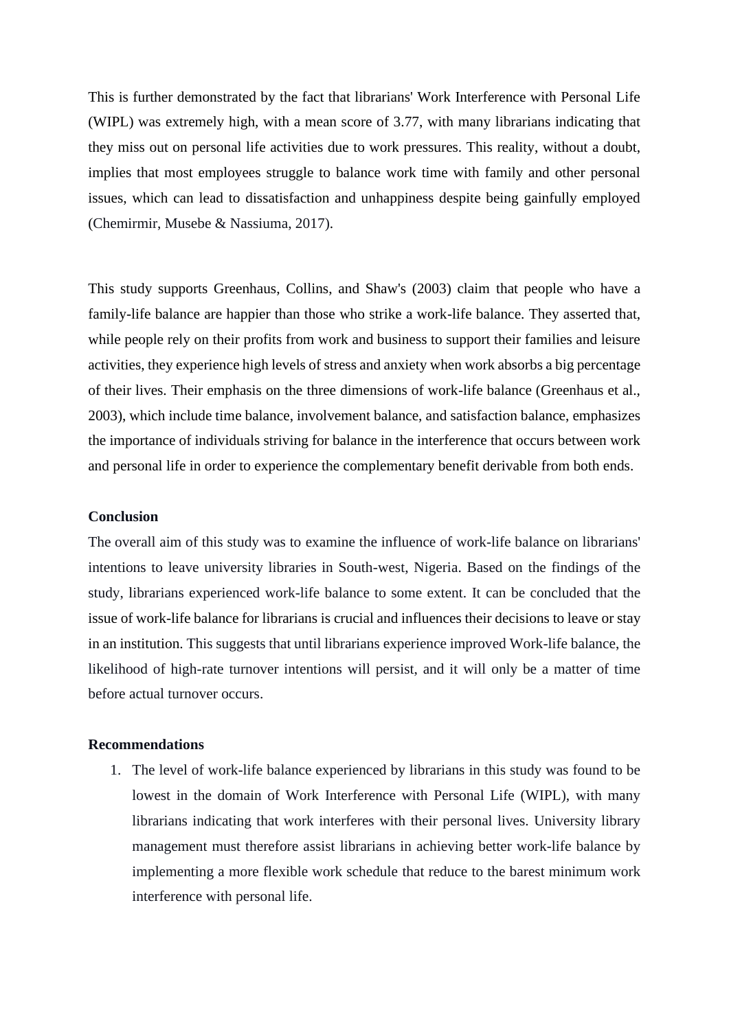This is further demonstrated by the fact that librarians' Work Interference with Personal Life (WIPL) was extremely high, with a mean score of 3.77, with many librarians indicating that they miss out on personal life activities due to work pressures. This reality, without a doubt, implies that most employees struggle to balance work time with family and other personal issues, which can lead to dissatisfaction and unhappiness despite being gainfully employed (Chemirmir, Musebe & Nassiuma, 2017).

This study supports Greenhaus, Collins, and Shaw's (2003) claim that people who have a family-life balance are happier than those who strike a work-life balance. They asserted that, while people rely on their profits from work and business to support their families and leisure activities, they experience high levels of stress and anxiety when work absorbs a big percentage of their lives. Their emphasis on the three dimensions of work-life balance (Greenhaus et al., 2003), which include time balance, involvement balance, and satisfaction balance, emphasizes the importance of individuals striving for balance in the interference that occurs between work and personal life in order to experience the complementary benefit derivable from both ends.

**Conclusion**

The overall aim of this study was to examine the influence of work-life balance on librarians' intentions to leave university libraries in South-west, Nigeria. Based on the findings of the study, librarians experienced work-life balance to some extent. It can be concluded that the issue of work-life balance for librarians is crucial and influences their decisions to leave or stay in an institution. This suggests that until librarians experience improved Work-life balance, the likelihood of high-rate turnover intentions will persist, and it will only be a matter of time before actual turnover occurs.

**Recommendations**

1. The level of work-life balance experienced by librarians in this study was found to be lowest in the domain of Work Interference with Personal Life (WIPL), with many librarians indicating that work interferes with their personal lives. University library management must therefore assist librarians in achieving better work-life balance by implementing a more flexible work schedule that reduce to the barest minimum work interference with personal life.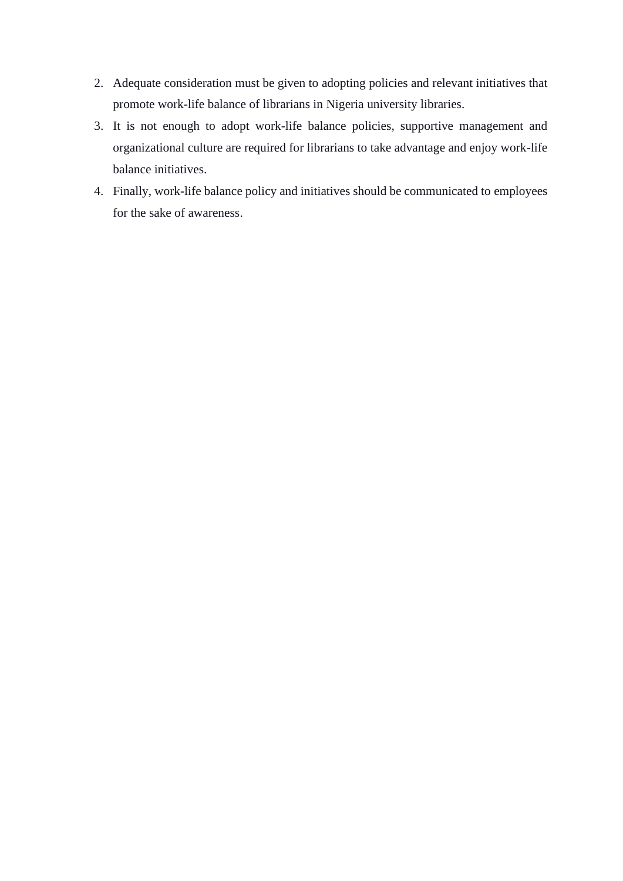2. Adequate consideration must be given to adopting policies and relevant initiatives that promote work-life balance of librarians in Nigeria university libraries.
3. It is not enough to adopt work-life balance policies, supportive management and organizational culture are required for librarians to take advantage and enjoy work-life balance initiatives.
4. Finally, work-life balance policy and initiatives should be communicated to employees for the sake of awareness.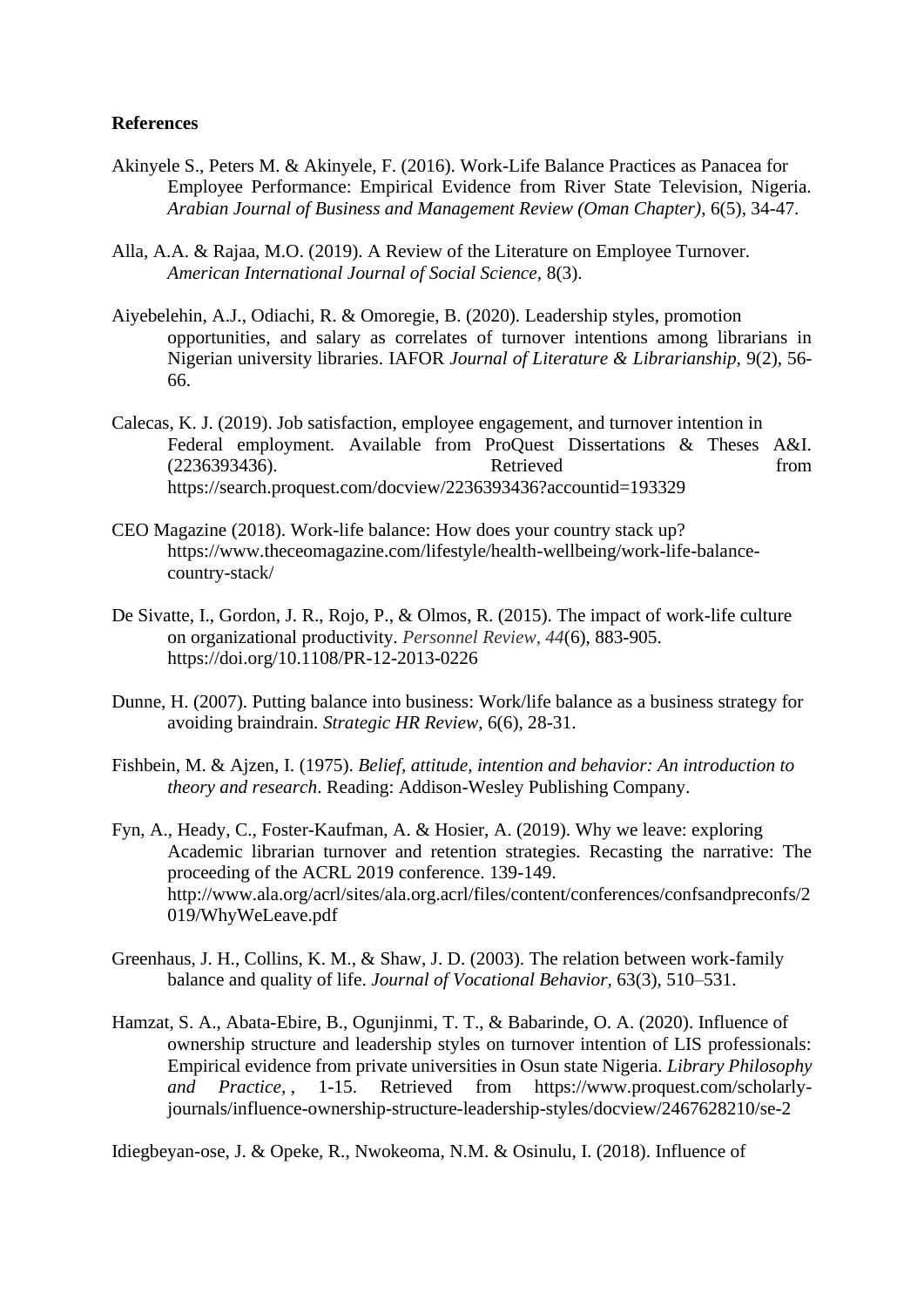**References**

Akinyele S., Peters M. & Akinyele, F. (2016). Work-Life Balance Practices as Panacea for Employee Performance: Empirical Evidence from River State Television, Nigeria. *Arabian Journal of Business and Management Review (Oman Chapter)*, 6(5), 34-47.

Alla, A.A. & Rajaa, M.O. (2019). A Review of the Literature on Employee Turnover. *American International Journal of Social Science*, 8(3).

Aiyebelehin, A.J., Odiachi, R. & Omoregie, B. (2020). Leadership styles, promotion opportunities, and salary as correlates of turnover intentions among librarians in Nigerian university libraries. IAFOR *Journal of Literature & Librarianship*, 9(2), 56-66.

Calecas, K. J. (2019). Job satisfaction, employee engagement, and turnover intention in Federal employment. Available from ProQuest Dissertations & Theses A&I. (2236393436). Retrieved from https://search.proquest.com/docview/2236393436?accountid=193329

CEO Magazine (2018). Work-life balance: How does your country stack up? https://www.theceomagazine.com/lifestyle/health-wellbeing/work-life-balance-country-stack/

De Sivatte, I., Gordon, J. R., Rojo, P., & Olmos, R. (2015). The impact of work-life culture on organizational productivity. *Personnel Review*, *44*(6), 883-905. https://doi.org/10.1108/PR-12-2013-0226

Dunne, H. (2007). Putting balance into business: Work/life balance as a business strategy for avoiding braindrain. *Strategic HR Review*, 6(6), 28-31.

Fishbein, M. & Ajzen, I. (1975). *Belief, attitude, intention and behavior: An introduction to theory and research*. Reading: Addison-Wesley Publishing Company.

Fyn, A., Heady, C., Foster-Kaufman, A. & Hosier, A. (2019). Why we leave: exploring Academic librarian turnover and retention strategies. Recasting the narrative: The proceeding of the ACRL 2019 conference. 139-149. http://www.ala.org/acrl/sites/ala.org.acrl/files/content/conferences/confsandpreconfs/2019/WhyWeLeave.pdf

Greenhaus, J. H., Collins, K. M., & Shaw, J. D. (2003). The relation between work-family balance and quality of life. *Journal of Vocational Behavior*, 63(3), 510–531.

Hamzat, S. A., Abata-Ebire, B., Ogunjinmi, T. T., & Babarinde, O. A. (2020). Influence of ownership structure and leadership styles on turnover intention of LIS professionals: Empirical evidence from private universities in Osun state Nigeria. *Library Philosophy and Practice*, , 1-15. Retrieved from https://www.proquest.com/scholarly-journals/influence-ownership-structure-leadership-styles/docview/2467628210/se-2

Idiegbeyan-ose, J. & Opeke, R., Nwokeoma, N.M. & Osinulu, I. (2018). Influence of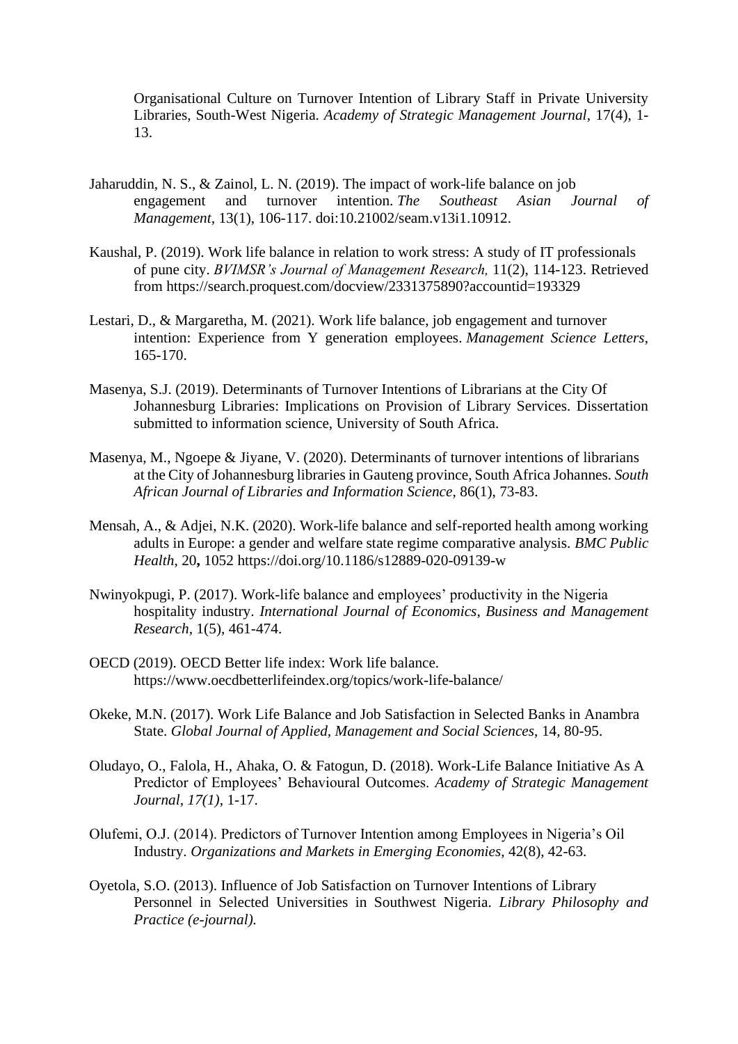Organisational Culture on Turnover Intention of Library Staff in Private University Libraries, South-West Nigeria. *Academy of Strategic Management Journal*, 17(4), 1-13.

Jaharuddin, N. S., & Zainol, L. N. (2019). The impact of work-life balance on job engagement and turnover intention. *The Southeast Asian Journal of Management*, 13(1), 106-117. doi:10.21002/seam.v13i1.10912.

Kaushal, P. (2019). Work life balance in relation to work stress: A study of IT professionals of pune city. *BVIMSR's Journal of Management Research,* 11(2), 114-123. Retrieved from https://search.proquest.com/docview/2331375890?accountid=193329

Lestari, D., & Margaretha, M. (2021). Work life balance, job engagement and turnover intention: Experience from Y generation employees. *Management Science Letters*, 165-170.

Masenya, S.J. (2019). Determinants of Turnover Intentions of Librarians at the City Of Johannesburg Libraries: Implications on Provision of Library Services. Dissertation submitted to information science, University of South Africa.

Masenya, M., Ngoepe & Jiyane, V. (2020). Determinants of turnover intentions of librarians at the City of Johannesburg libraries in Gauteng province, South Africa Johannes. *South African Journal of Libraries and Information Science*, 86(1), 73-83.

Mensah, A., & Adjei, N.K. (2020). Work-life balance and self-reported health among working adults in Europe: a gender and welfare state regime comparative analysis. *BMC Public Health*, 20**,** 1052 https://doi.org/10.1186/s12889-020-09139-w

Nwinyokpugi, P. (2017). Work-life balance and employees' productivity in the Nigeria hospitality industry. *International Journal of Economics, Business and Management Research,* 1(5), 461-474.

OECD (2019). OECD Better life index: Work life balance. https://www.oecdbetterlifeindex.org/topics/work-life-balance/

Okeke, M.N. (2017). Work Life Balance and Job Satisfaction in Selected Banks in Anambra State. *Global Journal of Applied, Management and Social Sciences,* 14, 80-95.

Oludayo, O., Falola, H., Ahaka, O. & Fatogun, D. (2018). Work-Life Balance Initiative As A Predictor of Employees' Behavioural Outcomes. *Academy of Strategic Management Journal, 17(1),* 1-17.

Olufemi, O.J. (2014). Predictors of Turnover Intention among Employees in Nigeria's Oil Industry. *Organizations and Markets in Emerging Economies*, 42(8), 42-63.

Oyetola, S.O. (2013). Influence of Job Satisfaction on Turnover Intentions of Library Personnel in Selected Universities in Southwest Nigeria. *Library Philosophy and Practice (e-journal).*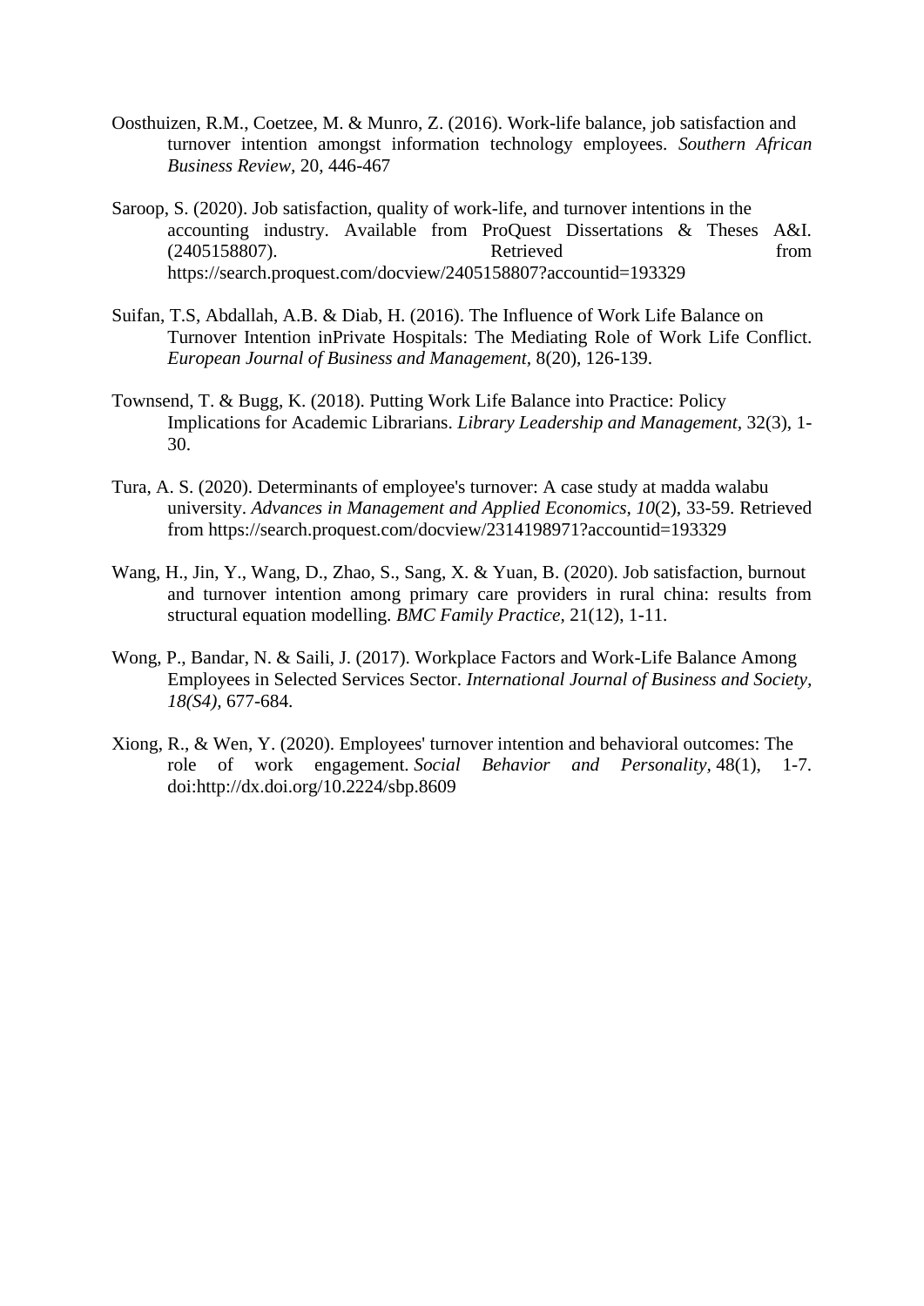Oosthuizen, R.M., Coetzee, M. & Munro, Z. (2016). Work-life balance, job satisfaction and turnover intention amongst information technology employees. *Southern African Business Review*, 20, 446-467

Saroop, S. (2020). Job satisfaction, quality of work-life, and turnover intentions in the accounting industry. Available from ProQuest Dissertations & Theses A&I. (2405158807). Retrieved from https://search.proquest.com/docview/2405158807?accountid=193329

Suifan, T.S, Abdallah, A.B. & Diab, H. (2016). The Influence of Work Life Balance on Turnover Intention inPrivate Hospitals: The Mediating Role of Work Life Conflict. *European Journal of Business and Management*, 8(20), 126-139.

Townsend, T. & Bugg, K. (2018). Putting Work Life Balance into Practice: Policy Implications for Academic Librarians. *Library Leadership and Management,* 32(3), 1-30.

Tura, A. S. (2020). Determinants of employee's turnover: A case study at madda walabu university. *Advances in Management and Applied Economics, 10*(2), 33-59. Retrieved from https://search.proquest.com/docview/2314198971?accountid=193329

Wang, H., Jin, Y., Wang, D., Zhao, S., Sang, X. & Yuan, B. (2020). Job satisfaction, burnout and turnover intention among primary care providers in rural china: results from structural equation modelling. *BMC Family Practice*, 21(12), 1-11.

Wong, P., Bandar, N. & Saili, J. (2017). Workplace Factors and Work-Life Balance Among Employees in Selected Services Sector. *International Journal of Business and Society, 18(S4)*, 677-684.

Xiong, R., & Wen, Y. (2020). Employees' turnover intention and behavioral outcomes: The role of work engagement. *Social Behavior and Personality*, 48(1), 1-7. doi:http://dx.doi.org/10.2224/sbp.8609